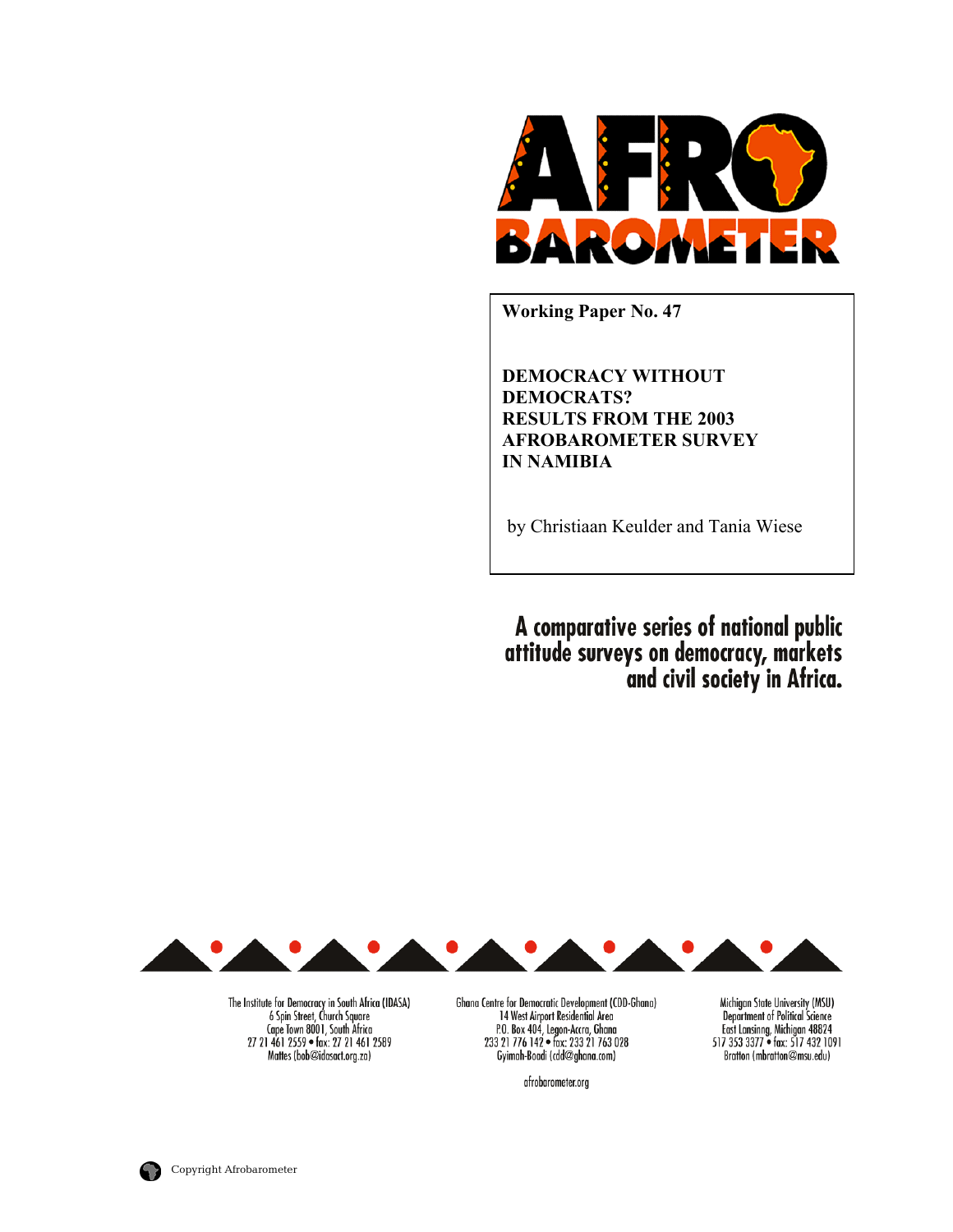AFRO BAROMETER

**Working Paper No. 47**

# DEMOCRACY WITHOUT DEMOCRATS? RESULTS FROM THE 2003 AFROBAROMETER SURVEY IN NAMIBIA

by Christiaan Keulder and Tania Wiese

**A comparative series of national public attitude surveys on democracy, markets and civil society in Africa.**

The Institute for Democracy in South Africa (IDASA)
6 Spin Street, Church Square
Cape Town 8001, South Africa
27 21 461 2559 • fax: 27 21 461 2589
Mattes (bob@idasact.org.za)

Ghana Centre for Democratic Development (CDD-Ghana)
14 West Airport Residential Area
P.O. Box 404, Legon-Accra, Ghana
233 21 776 142 • fax: 233 21 763 028
Gyimah-Boadi (cdd@ghana.com)

Michigan State University (MSU)
Department of Political Science
East Lansinng, Michigan 48824
517 353 3377 • fax: 517 432 1091
Bratton (mbratton@msu.edu)

afrobarometer.org

Copyright Afrobarometer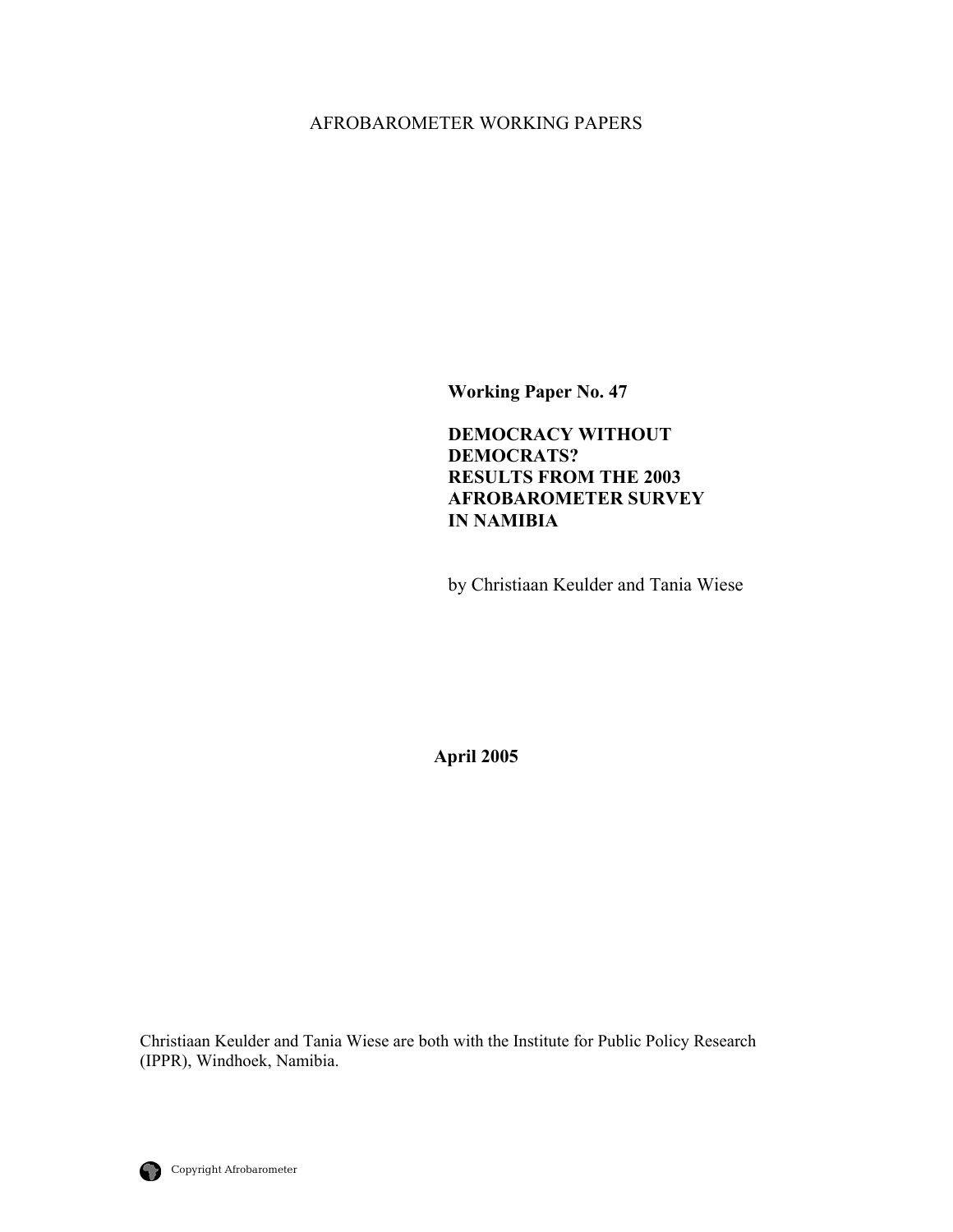AFROBAROMETER WORKING PAPERS

**Working Paper No. 47**

**DEMOCRACY WITHOUT DEMOCRATS? RESULTS FROM THE 2003 AFROBAROMETER SURVEY IN NAMIBIA**

by Christiaan Keulder and Tania Wiese

**April 2005**

Christiaan Keulder and Tania Wiese are both with the Institute for Public Policy Research (IPPR), Windhoek, Namibia.

Copyright Afrobarometer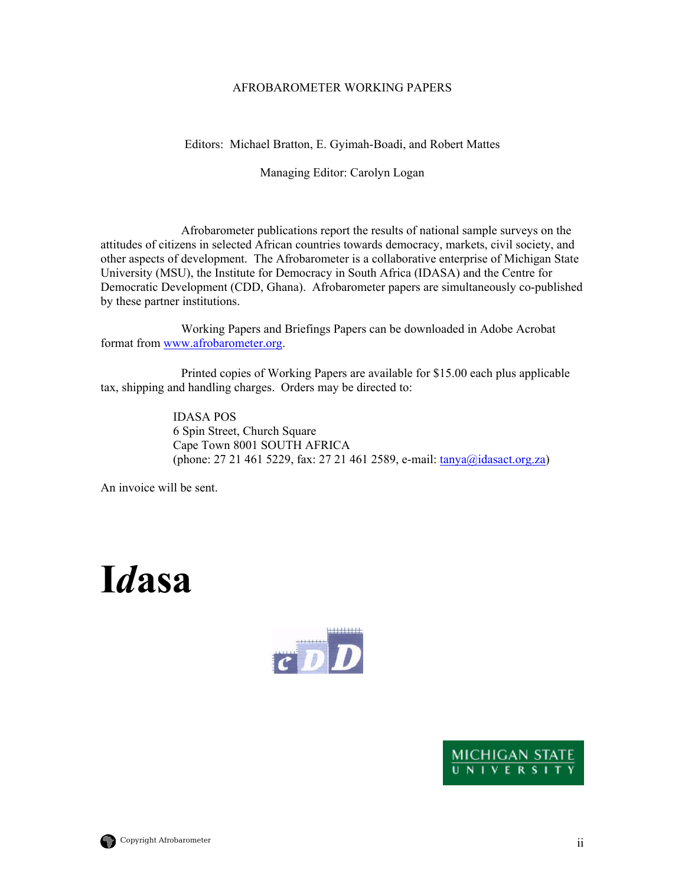AFROBAROMETER WORKING PAPERS

Editors: Michael Bratton, E. Gyimah-Boadi, and Robert Mattes

Managing Editor: Carolyn Logan

Afrobarometer publications report the results of national sample surveys on the attitudes of citizens in selected African countries towards democracy, markets, civil society, and other aspects of development. The Afrobarometer is a collaborative enterprise of Michigan State University (MSU), the Institute for Democracy in South Africa (IDASA) and the Centre for Democratic Development (CDD, Ghana). Afrobarometer papers are simultaneously co-published by these partner institutions.

Working Papers and Briefings Papers can be downloaded in Adobe Acrobat format from www.afrobarometer.org.

Printed copies of Working Papers are available for $15.00 each plus applicable tax, shipping and handling charges. Orders may be directed to:

IDASA POS
6 Spin Street, Church Square
Cape Town 8001 SOUTH AFRICA
(phone: 27 21 461 5229, fax: 27 21 461 2589, e-mail: tanya@idasact.org.za)

An invoice will be sent.

**I*d*asa**

cDD

MICHIGAN STATE UNIVERSITY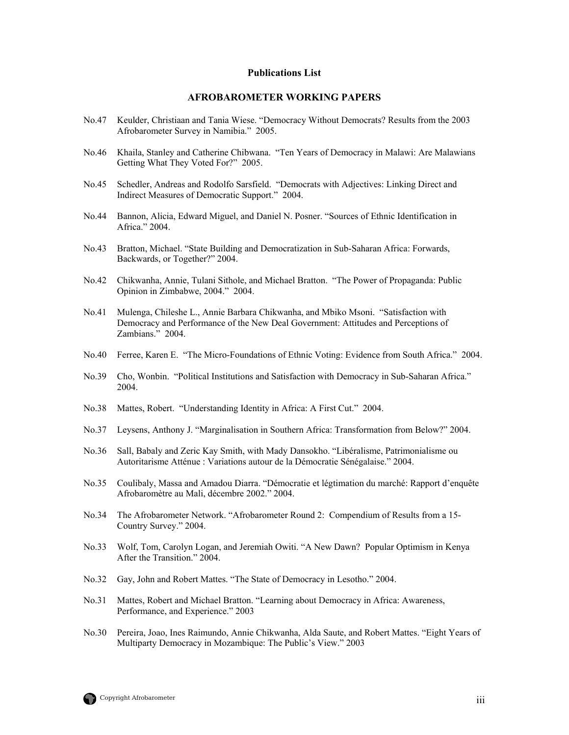**Publications List**

## AFROBAROMETER WORKING PAPERS

No.47 Keulder, Christiaan and Tania Wiese. "Democracy Without Democrats? Results from the 2003 Afrobarometer Survey in Namibia." 2005.

No.46 Khaila, Stanley and Catherine Chibwana. "Ten Years of Democracy in Malawi: Are Malawians Getting What They Voted For?" 2005.

No.45 Schedler, Andreas and Rodolfo Sarsfield. "Democrats with Adjectives: Linking Direct and Indirect Measures of Democratic Support." 2004.

No.44 Bannon, Alicia, Edward Miguel, and Daniel N. Posner. "Sources of Ethnic Identification in Africa." 2004.

No.43 Bratton, Michael. "State Building and Democratization in Sub-Saharan Africa: Forwards, Backwards, or Together?" 2004.

No.42 Chikwanha, Annie, Tulani Sithole, and Michael Bratton. "The Power of Propaganda: Public Opinion in Zimbabwe, 2004." 2004.

No.41 Mulenga, Chileshe L., Annie Barbara Chikwanha, and Mbiko Msoni. "Satisfaction with Democracy and Performance of the New Deal Government: Attitudes and Perceptions of Zambians." 2004.

No.40 Ferree, Karen E. "The Micro-Foundations of Ethnic Voting: Evidence from South Africa." 2004.

No.39 Cho, Wonbin. "Political Institutions and Satisfaction with Democracy in Sub-Saharan Africa." 2004.

No.38 Mattes, Robert. "Understanding Identity in Africa: A First Cut." 2004.

No.37 Leysens, Anthony J. "Marginalisation in Southern Africa: Transformation from Below?" 2004.

No.36 Sall, Babaly and Zeric Kay Smith, with Mady Dansokho. "Libéralisme, Patrimonialisme ou Autoritarisme Atténue : Variations autour de la Démocratie Sénégalaise." 2004.

No.35 Coulibaly, Massa and Amadou Diarra. "Démocratie et légtimation du marché: Rapport d'enquête Afrobaromètre au Mali, décembre 2002." 2004.

No.34 The Afrobarometer Network. "Afrobarometer Round 2: Compendium of Results from a 15-Country Survey." 2004.

No.33 Wolf, Tom, Carolyn Logan, and Jeremiah Owiti. "A New Dawn? Popular Optimism in Kenya After the Transition." 2004.

No.32 Gay, John and Robert Mattes. "The State of Democracy in Lesotho." 2004.

No.31 Mattes, Robert and Michael Bratton. "Learning about Democracy in Africa: Awareness, Performance, and Experience." 2003

No.30 Pereira, Joao, Ines Raimundo, Annie Chikwanha, Alda Saute, and Robert Mattes. "Eight Years of Multiparty Democracy in Mozambique: The Public's View." 2003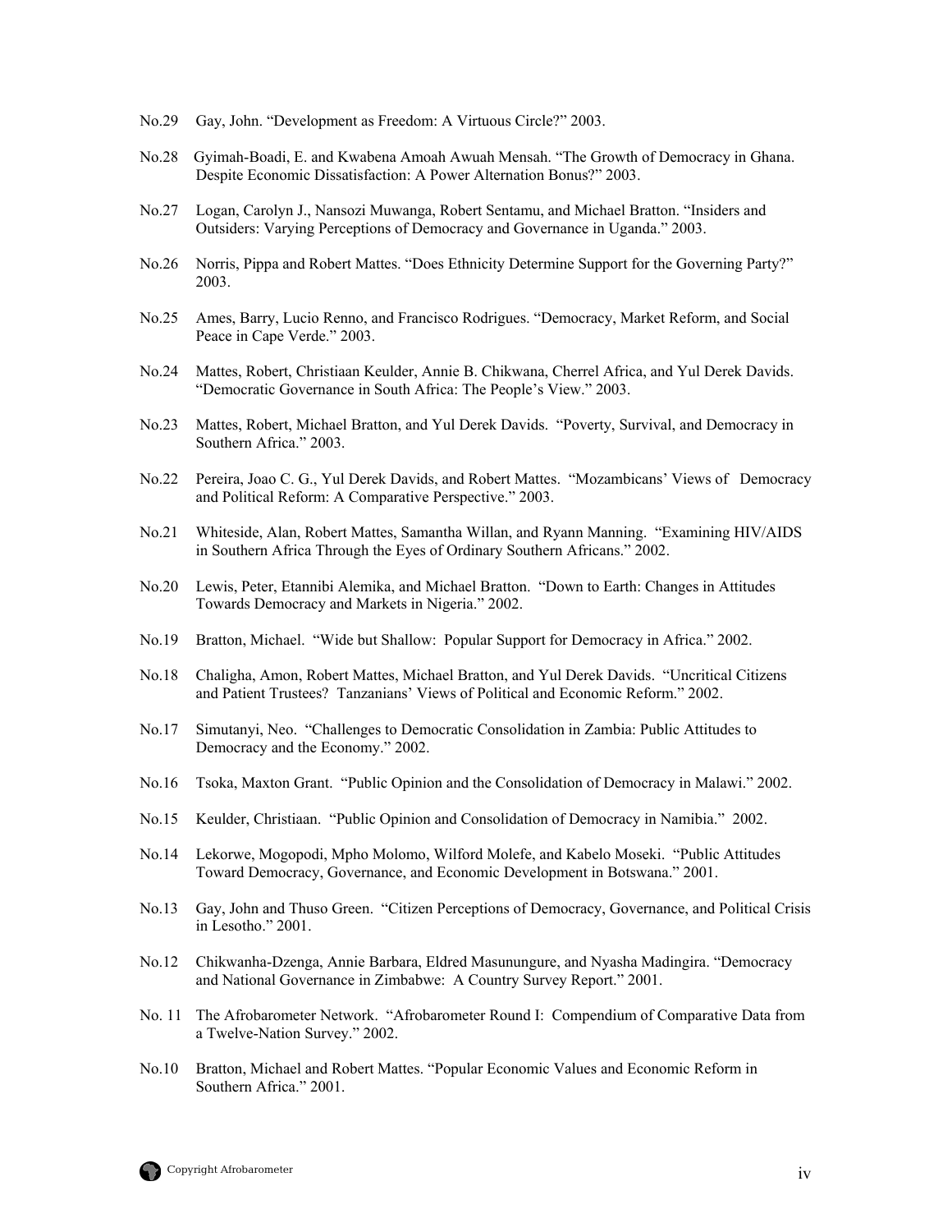No.29 Gay, John. "Development as Freedom: A Virtuous Circle?" 2003.

No.28 Gyimah-Boadi, E. and Kwabena Amoah Awuah Mensah. "The Growth of Democracy in Ghana. Despite Economic Dissatisfaction: A Power Alternation Bonus?" 2003.

No.27 Logan, Carolyn J., Nansozi Muwanga, Robert Sentamu, and Michael Bratton. "Insiders and Outsiders: Varying Perceptions of Democracy and Governance in Uganda." 2003.

No.26 Norris, Pippa and Robert Mattes. "Does Ethnicity Determine Support for the Governing Party?" 2003.

No.25 Ames, Barry, Lucio Renno, and Francisco Rodrigues. "Democracy, Market Reform, and Social Peace in Cape Verde." 2003.

No.24 Mattes, Robert, Christiaan Keulder, Annie B. Chikwana, Cherrel Africa, and Yul Derek Davids. "Democratic Governance in South Africa: The People's View." 2003.

No.23 Mattes, Robert, Michael Bratton, and Yul Derek Davids. "Poverty, Survival, and Democracy in Southern Africa." 2003.

No.22 Pereira, Joao C. G., Yul Derek Davids, and Robert Mattes. "Mozambicans' Views of Democracy and Political Reform: A Comparative Perspective." 2003.

No.21 Whiteside, Alan, Robert Mattes, Samantha Willan, and Ryann Manning. "Examining HIV/AIDS in Southern Africa Through the Eyes of Ordinary Southern Africans." 2002.

No.20 Lewis, Peter, Etannibi Alemika, and Michael Bratton. "Down to Earth: Changes in Attitudes Towards Democracy and Markets in Nigeria." 2002.

No.19 Bratton, Michael. "Wide but Shallow: Popular Support for Democracy in Africa." 2002.

No.18 Chaligha, Amon, Robert Mattes, Michael Bratton, and Yul Derek Davids. "Uncritical Citizens and Patient Trustees? Tanzanians' Views of Political and Economic Reform." 2002.

No.17 Simutanyi, Neo. "Challenges to Democratic Consolidation in Zambia: Public Attitudes to Democracy and the Economy." 2002.

No.16 Tsoka, Maxton Grant. "Public Opinion and the Consolidation of Democracy in Malawi." 2002.

No.15 Keulder, Christiaan. "Public Opinion and Consolidation of Democracy in Namibia." 2002.

No.14 Lekorwe, Mogopodi, Mpho Molomo, Wilford Molefe, and Kabelo Moseki. "Public Attitudes Toward Democracy, Governance, and Economic Development in Botswana." 2001.

No.13 Gay, John and Thuso Green. "Citizen Perceptions of Democracy, Governance, and Political Crisis in Lesotho." 2001.

No.12 Chikwanha-Dzenga, Annie Barbara, Eldred Masunungure, and Nyasha Madingira. "Democracy and National Governance in Zimbabwe: A Country Survey Report." 2001.

No. 11 The Afrobarometer Network. "Afrobarometer Round I: Compendium of Comparative Data from a Twelve-Nation Survey." 2002.

No.10 Bratton, Michael and Robert Mattes. "Popular Economic Values and Economic Reform in Southern Africa." 2001.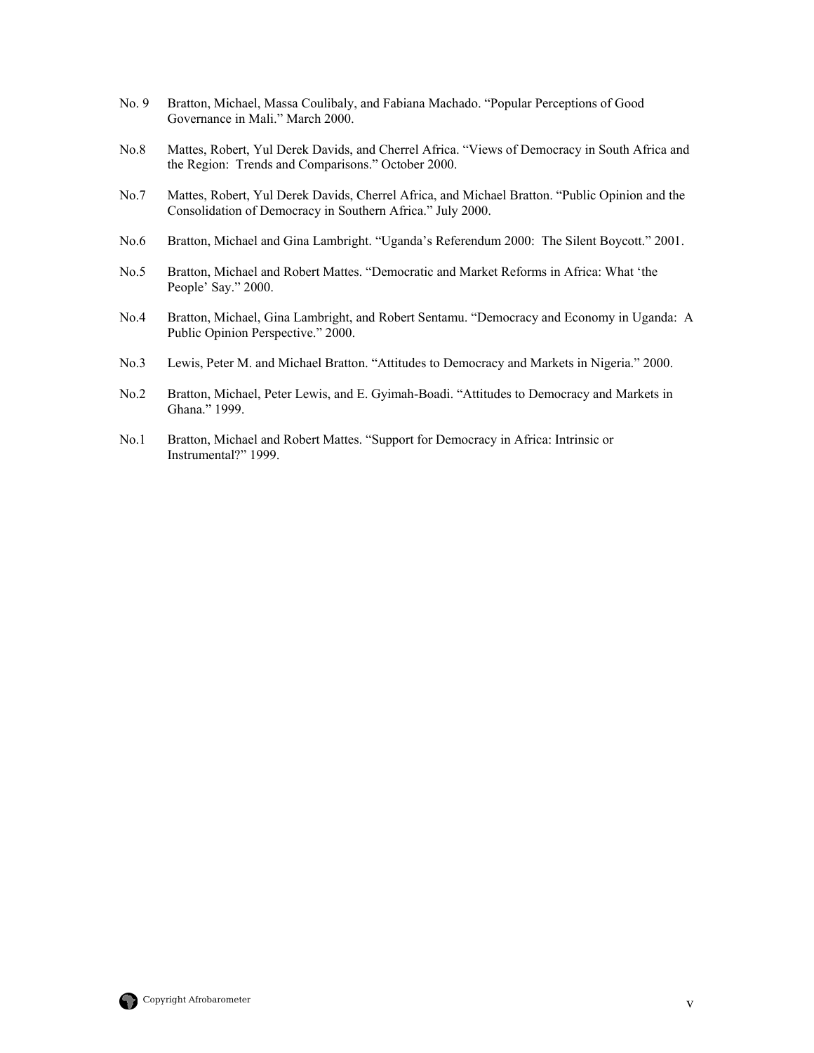No. 9 Bratton, Michael, Massa Coulibaly, and Fabiana Machado. “Popular Perceptions of Good Governance in Mali.” March 2000.

No.8 Mattes, Robert, Yul Derek Davids, and Cherrel Africa. “Views of Democracy in South Africa and the Region: Trends and Comparisons.” October 2000.

No.7 Mattes, Robert, Yul Derek Davids, Cherrel Africa, and Michael Bratton. “Public Opinion and the Consolidation of Democracy in Southern Africa.” July 2000.

No.6 Bratton, Michael and Gina Lambright. “Uganda’s Referendum 2000: The Silent Boycott.” 2001.

No.5 Bratton, Michael and Robert Mattes. “Democratic and Market Reforms in Africa: What ‘the People’ Say.” 2000.

No.4 Bratton, Michael, Gina Lambright, and Robert Sentamu. “Democracy and Economy in Uganda: A Public Opinion Perspective.” 2000.

No.3 Lewis, Peter M. and Michael Bratton. “Attitudes to Democracy and Markets in Nigeria.” 2000.

No.2 Bratton, Michael, Peter Lewis, and E. Gyimah-Boadi. “Attitudes to Democracy and Markets in Ghana.” 1999.

No.1 Bratton, Michael and Robert Mattes. “Support for Democracy in Africa: Intrinsic or Instrumental?” 1999.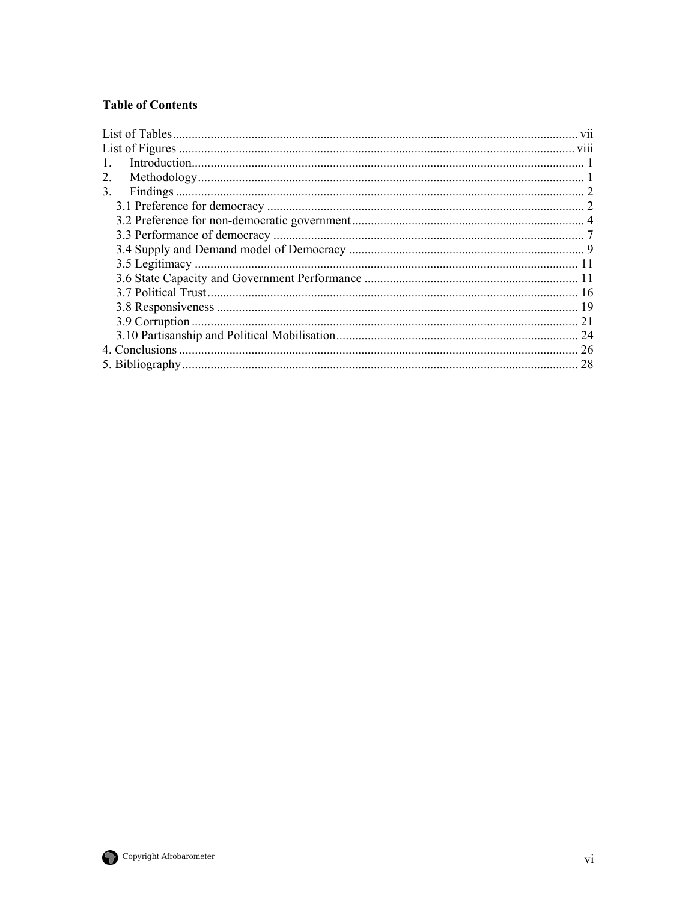**Table of Contents**

List of Tables ............................................................ vii
List of Figures ............................................................ viii
1. Introduction ............................................................ 1
2. Methodology ............................................................ 1
3. Findings ............................................................ 2
    3.1 Preference for democracy ............................................................ 2
    3.2 Preference for non-democratic government ............................................................ 4
    3.3 Performance of democracy ............................................................ 7
    3.4 Supply and Demand model of Democracy ............................................................ 9
    3.5 Legitimacy ............................................................ 11
    3.6 State Capacity and Government Performance ............................................................ 11
    3.7 Political Trust ............................................................ 16
    3.8 Responsiveness ............................................................ 19
    3.9 Corruption ............................................................ 21
    3.10 Partisanship and Political Mobilisation ............................................................ 24
4. Conclusions ............................................................ 26
5. Bibliography ............................................................ 28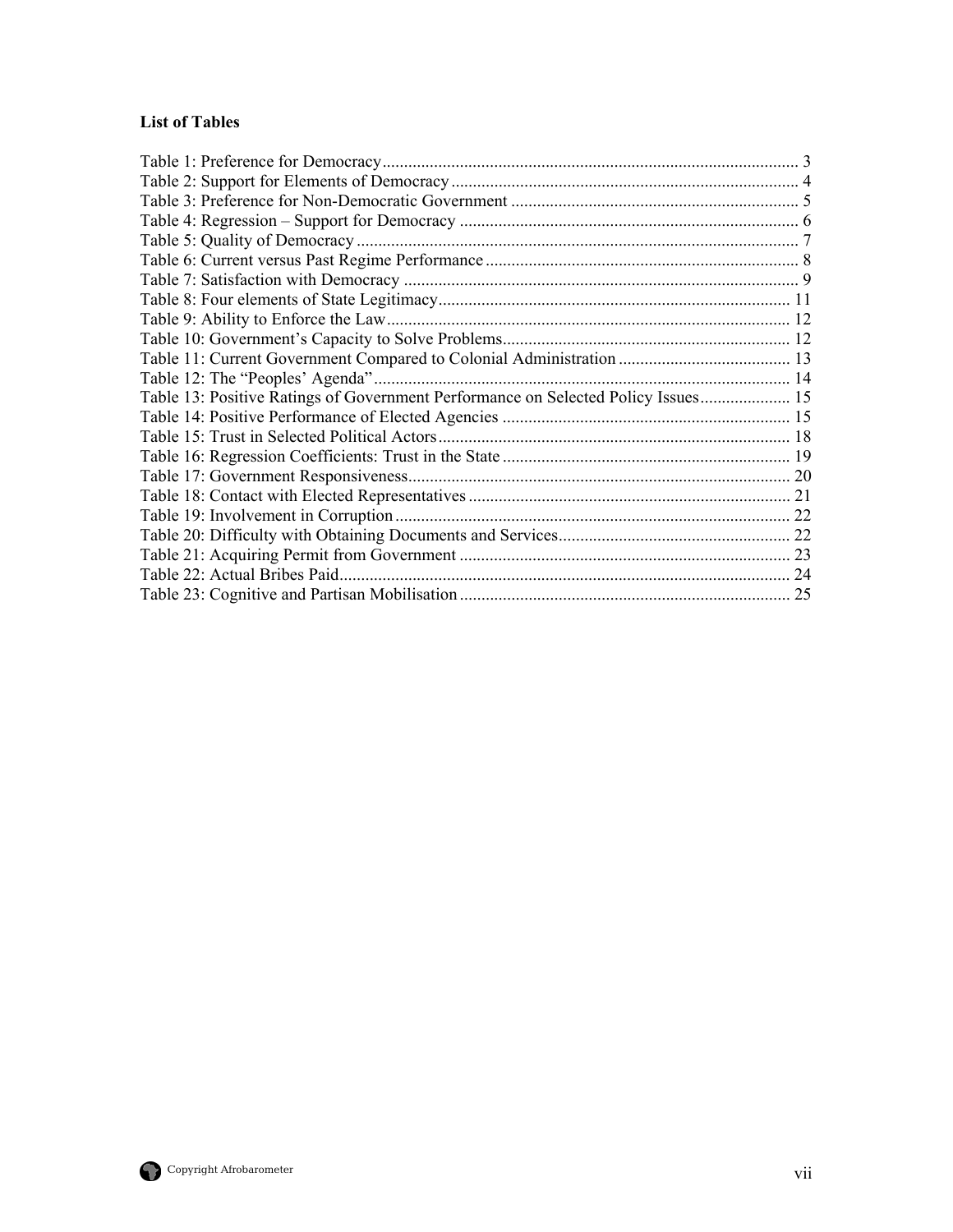### List of Tables

Table 1: Preference for Democracy ........................................................................................ 3
Table 2: Support for Elements of Democracy ........................................................................ 4
Table 3: Preference for Non-Democratic Government .......................................................... 5
Table 4: Regression – Support for Democracy ...................................................................... 6
Table 5: Quality of Democracy .............................................................................................. 7
Table 6: Current versus Past Regime Performance ................................................................ 8
Table 7: Satisfaction with Democracy ................................................................................... 9
Table 8: Four elements of State Legitimacy .......................................................................... 11
Table 9: Ability to Enforce the Law ...................................................................................... 12
Table 10: Government's Capacity to Solve Problems ........................................................... 12
Table 11: Current Government Compared to Colonial Administration ................................. 13
Table 12: The "Peoples' Agenda" ......................................................................................... 14
Table 13: Positive Ratings of Government Performance on Selected Policy Issues ............. 15
Table 14: Positive Performance of Elected Agencies ........................................................... 15
Table 15: Trust in Selected Political Actors .......................................................................... 18
Table 16: Regression Coefficients: Trust in the State ........................................................... 19
Table 17: Government Responsiveness ................................................................................. 20
Table 18: Contact with Elected Representatives ................................................................... 21
Table 19: Involvement in Corruption .................................................................................... 22
Table 20: Difficulty with Obtaining Documents and Services .............................................. 22
Table 21: Acquiring Permit from Government ..................................................................... 23
Table 22: Actual Bribes Paid ................................................................................................. 24
Table 23: Cognitive and Partisan Mobilisation ..................................................................... 25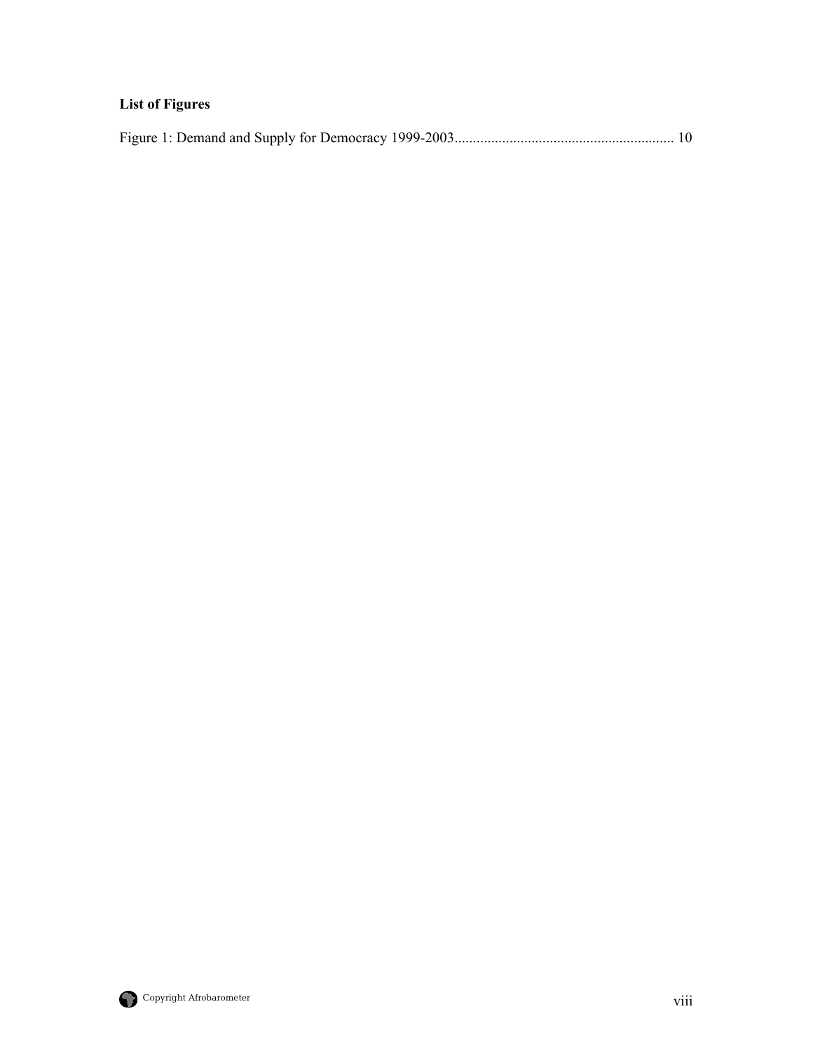**List of Figures**

Figure 1: Demand and Supply for Democracy 1999-2003............................................................ 10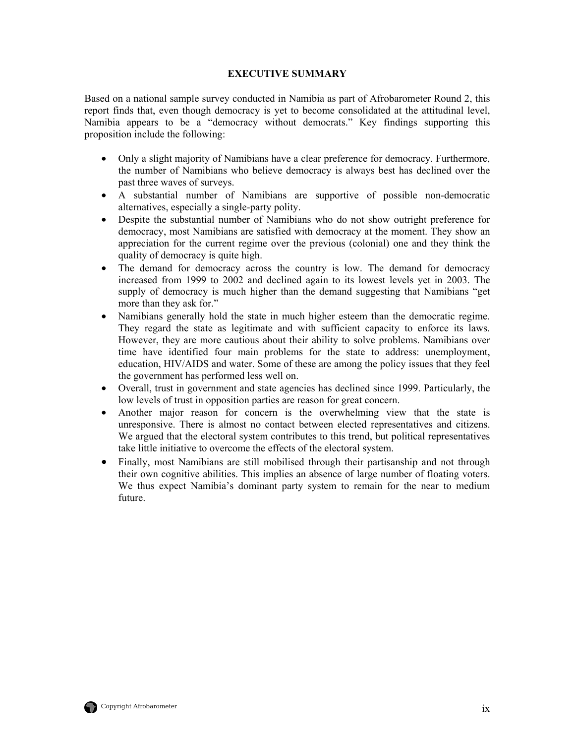## EXECUTIVE SUMMARY

Based on a national sample survey conducted in Namibia as part of Afrobarometer Round 2, this report finds that, even though democracy is yet to become consolidated at the attitudinal level, Namibia appears to be a "democracy without democrats." Key findings supporting this proposition include the following:

- Only a slight majority of Namibians have a clear preference for democracy. Furthermore, the number of Namibians who believe democracy is always best has declined over the past three waves of surveys.
- A substantial number of Namibians are supportive of possible non-democratic alternatives, especially a single-party polity.
- Despite the substantial number of Namibians who do not show outright preference for democracy, most Namibians are satisfied with democracy at the moment. They show an appreciation for the current regime over the previous (colonial) one and they think the quality of democracy is quite high.
- The demand for democracy across the country is low. The demand for democracy increased from 1999 to 2002 and declined again to its lowest levels yet in 2003. The supply of democracy is much higher than the demand suggesting that Namibians "get more than they ask for."
- Namibians generally hold the state in much higher esteem than the democratic regime. They regard the state as legitimate and with sufficient capacity to enforce its laws. However, they are more cautious about their ability to solve problems. Namibians over time have identified four main problems for the state to address: unemployment, education, HIV/AIDS and water. Some of these are among the policy issues that they feel the government has performed less well on.
- Overall, trust in government and state agencies has declined since 1999. Particularly, the low levels of trust in opposition parties are reason for great concern.
- Another major reason for concern is the overwhelming view that the state is unresponsive. There is almost no contact between elected representatives and citizens. We argued that the electoral system contributes to this trend, but political representatives take little initiative to overcome the effects of the electoral system.
- Finally, most Namibians are still mobilised through their partisanship and not through their own cognitive abilities. This implies an absence of large number of floating voters. We thus expect Namibia's dominant party system to remain for the near to medium future.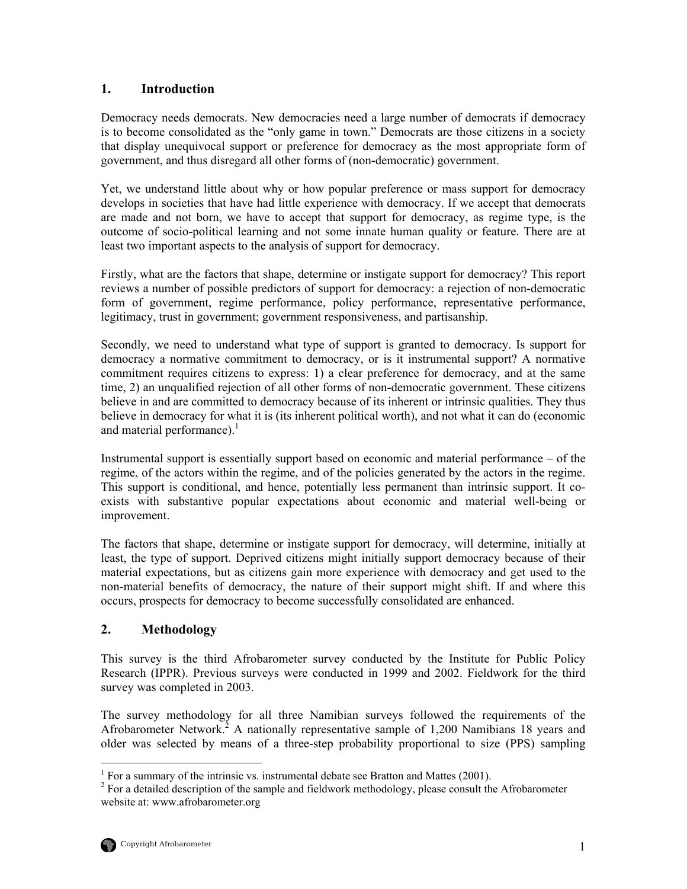## 1. Introduction

Democracy needs democrats. New democracies need a large number of democrats if democracy is to become consolidated as the "only game in town." Democrats are those citizens in a society that display unequivocal support or preference for democracy as the most appropriate form of government, and thus disregard all other forms of (non-democratic) government.

Yet, we understand little about why or how popular preference or mass support for democracy develops in societies that have had little experience with democracy. If we accept that democrats are made and not born, we have to accept that support for democracy, as regime type, is the outcome of socio-political learning and not some innate human quality or feature. There are at least two important aspects to the analysis of support for democracy.

Firstly, what are the factors that shape, determine or instigate support for democracy? This report reviews a number of possible predictors of support for democracy: a rejection of non-democratic form of government, regime performance, policy performance, representative performance, legitimacy, trust in government; government responsiveness, and partisanship.

Secondly, we need to understand what type of support is granted to democracy. Is support for democracy a normative commitment to democracy, or is it instrumental support? A normative commitment requires citizens to express: 1) a clear preference for democracy, and at the same time, 2) an unqualified rejection of all other forms of non-democratic government. These citizens believe in and are committed to democracy because of its inherent or intrinsic qualities. They thus believe in democracy for what it is (its inherent political worth), and not what it can do (economic and material performance).[1]

Instrumental support is essentially support based on economic and material performance – of the regime, of the actors within the regime, and of the policies generated by the actors in the regime. This support is conditional, and hence, potentially less permanent than intrinsic support. It co-exists with substantive popular expectations about economic and material well-being or improvement.

The factors that shape, determine or instigate support for democracy, will determine, initially at least, the type of support. Deprived citizens might initially support democracy because of their material expectations, but as citizens gain more experience with democracy and get used to the non-material benefits of democracy, the nature of their support might shift. If and where this occurs, prospects for democracy to become successfully consolidated are enhanced.

## 2. Methodology

This survey is the third Afrobarometer survey conducted by the Institute for Public Policy Research (IPPR). Previous surveys were conducted in 1999 and 2002. Fieldwork for the third survey was completed in 2003.

The survey methodology for all three Namibian surveys followed the requirements of the Afrobarometer Network.[2] A nationally representative sample of 1,200 Namibians 18 years and older was selected by means of a three-step probability proportional to size (PPS) sampling

---

[1] For a summary of the intrinsic vs. instrumental debate see Bratton and Mattes (2001).

[2] For a detailed description of the sample and fieldwork methodology, please consult the Afrobarometer website at: www.afrobarometer.org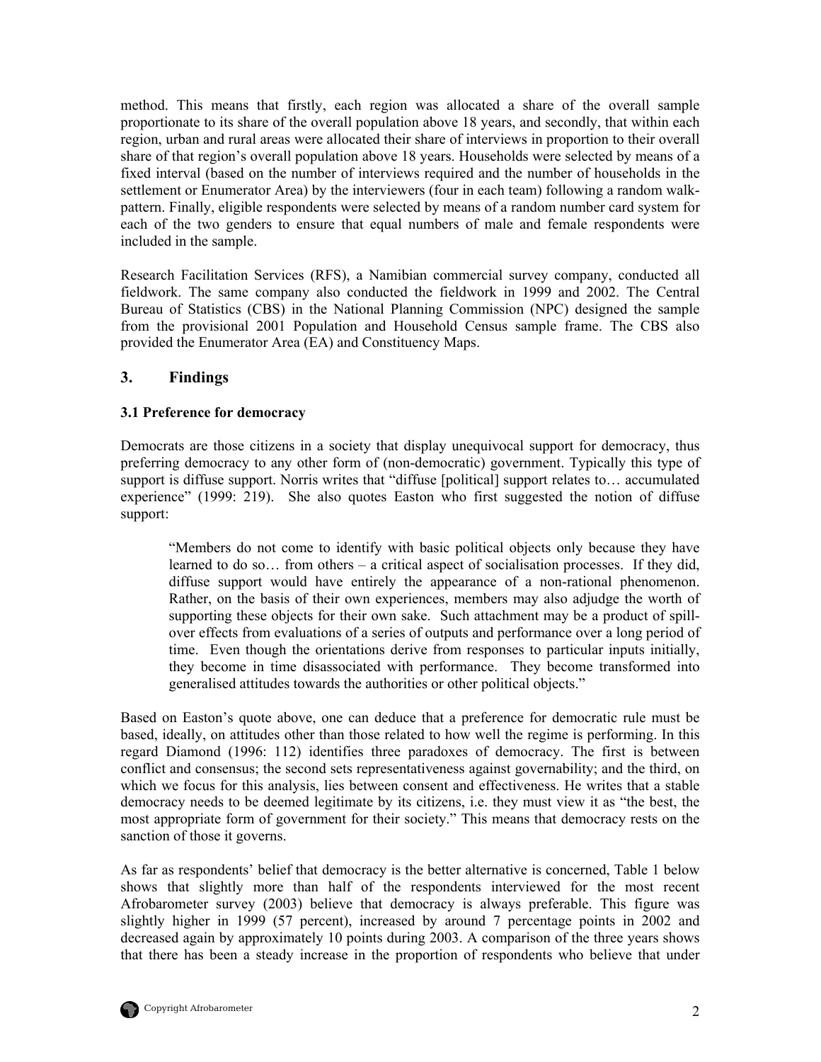method. This means that firstly, each region was allocated a share of the overall sample proportionate to its share of the overall population above 18 years, and secondly, that within each region, urban and rural areas were allocated their share of interviews in proportion to their overall share of that region's overall population above 18 years. Households were selected by means of a fixed interval (based on the number of interviews required and the number of households in the settlement or Enumerator Area) by the interviewers (four in each team) following a random walk-pattern. Finally, eligible respondents were selected by means of a random number card system for each of the two genders to ensure that equal numbers of male and female respondents were included in the sample.

Research Facilitation Services (RFS), a Namibian commercial survey company, conducted all fieldwork. The same company also conducted the fieldwork in 1999 and 2002. The Central Bureau of Statistics (CBS) in the National Planning Commission (NPC) designed the sample from the provisional 2001 Population and Household Census sample frame. The CBS also provided the Enumerator Area (EA) and Constituency Maps.

## 3. Findings

### 3.1 Preference for democracy

Democrats are those citizens in a society that display unequivocal support for democracy, thus preferring democracy to any other form of (non-democratic) government. Typically this type of support is diffuse support. Norris writes that "diffuse [political] support relates to… accumulated experience" (1999: 219). She also quotes Easton who first suggested the notion of diffuse support:

> "Members do not come to identify with basic political objects only because they have learned to do so… from others – a critical aspect of socialisation processes. If they did, diffuse support would have entirely the appearance of a non-rational phenomenon. Rather, on the basis of their own experiences, members may also adjudge the worth of supporting these objects for their own sake. Such attachment may be a product of spill-over effects from evaluations of a series of outputs and performance over a long period of time. Even though the orientations derive from responses to particular inputs initially, they become in time disassociated with performance. They become transformed into generalised attitudes towards the authorities or other political objects."

Based on Easton's quote above, one can deduce that a preference for democratic rule must be based, ideally, on attitudes other than those related to how well the regime is performing. In this regard Diamond (1996: 112) identifies three paradoxes of democracy. The first is between conflict and consensus; the second sets representativeness against governability; and the third, on which we focus for this analysis, lies between consent and effectiveness. He writes that a stable democracy needs to be deemed legitimate by its citizens, i.e. they must view it as "the best, the most appropriate form of government for their society." This means that democracy rests on the sanction of those it governs.

As far as respondents' belief that democracy is the better alternative is concerned, Table 1 below shows that slightly more than half of the respondents interviewed for the most recent Afrobarometer survey (2003) believe that democracy is always preferable. This figure was slightly higher in 1999 (57 percent), increased by around 7 percentage points in 2002 and decreased again by approximately 10 points during 2003. A comparison of the three years shows that there has been a steady increase in the proportion of respondents who believe that under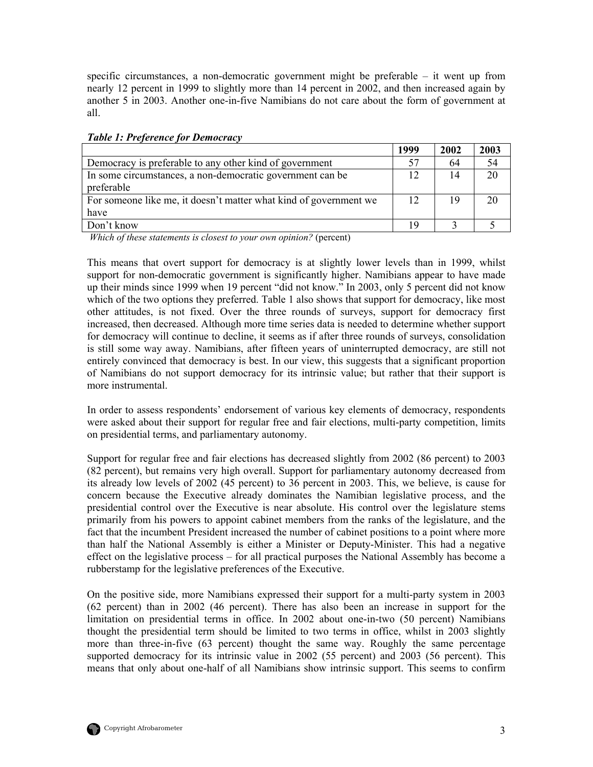specific circumstances, a non-democratic government might be preferable – it went up from nearly 12 percent in 1999 to slightly more than 14 percent in 2002, and then increased again by another 5 in 2003. Another one-in-five Namibians do not care about the form of government at all.

***Table 1: Preference for Democracy***

| | 1999 | 2002 | 2003 |
|---|---|---|---|
| Democracy is preferable to any other kind of government | 57 | 64 | 54 |
| In some circumstances, a non-democratic government can be preferable | 12 | 14 | 20 |
| For someone like me, it doesn't matter what kind of government we have | 12 | 19 | 20 |
| Don't know | 19 | 3 | 5 |

*Which of these statements is closest to your own opinion?* (percent)

This means that overt support for democracy is at slightly lower levels than in 1999, whilst support for non-democratic government is significantly higher. Namibians appear to have made up their minds since 1999 when 19 percent "did not know." In 2003, only 5 percent did not know which of the two options they preferred. Table 1 also shows that support for democracy, like most other attitudes, is not fixed. Over the three rounds of surveys, support for democracy first increased, then decreased. Although more time series data is needed to determine whether support for democracy will continue to decline, it seems as if after three rounds of surveys, consolidation is still some way away. Namibians, after fifteen years of uninterrupted democracy, are still not entirely convinced that democracy is best. In our view, this suggests that a significant proportion of Namibians do not support democracy for its intrinsic value; but rather that their support is more instrumental.

In order to assess respondents' endorsement of various key elements of democracy, respondents were asked about their support for regular free and fair elections, multi-party competition, limits on presidential terms, and parliamentary autonomy.

Support for regular free and fair elections has decreased slightly from 2002 (86 percent) to 2003 (82 percent), but remains very high overall. Support for parliamentary autonomy decreased from its already low levels of 2002 (45 percent) to 36 percent in 2003. This, we believe, is cause for concern because the Executive already dominates the Namibian legislative process, and the presidential control over the Executive is near absolute. His control over the legislature stems primarily from his powers to appoint cabinet members from the ranks of the legislature, and the fact that the incumbent President increased the number of cabinet positions to a point where more than half the National Assembly is either a Minister or Deputy-Minister. This had a negative effect on the legislative process – for all practical purposes the National Assembly has become a rubberstamp for the legislative preferences of the Executive.

On the positive side, more Namibians expressed their support for a multi-party system in 2003 (62 percent) than in 2002 (46 percent). There has also been an increase in support for the limitation on presidential terms in office. In 2002 about one-in-two (50 percent) Namibians thought the presidential term should be limited to two terms in office, whilst in 2003 slightly more than three-in-five (63 percent) thought the same way. Roughly the same percentage supported democracy for its intrinsic value in 2002 (55 percent) and 2003 (56 percent). This means that only about one-half of all Namibians show intrinsic support. This seems to confirm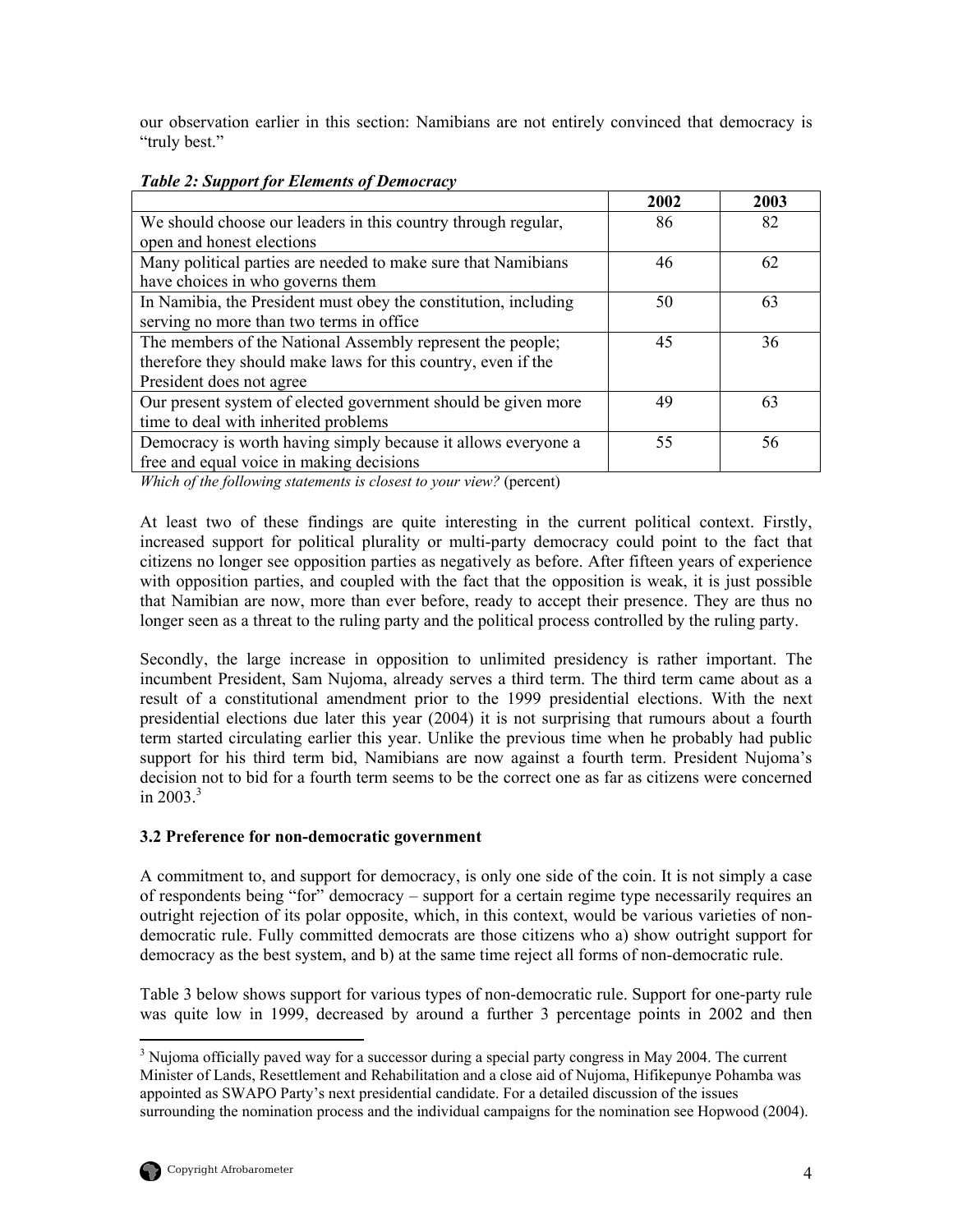our observation earlier in this section: Namibians are not entirely convinced that democracy is "truly best."

***Table 2: Support for Elements of Democracy***

| | 2002 | 2003 |
|---|---|---|
| We should choose our leaders in this country through regular, open and honest elections | 86 | 82 |
| Many political parties are needed to make sure that Namibians have choices in who governs them | 46 | 62 |
| In Namibia, the President must obey the constitution, including serving no more than two terms in office | 50 | 63 |
| The members of the National Assembly represent the people; therefore they should make laws for this country, even if the President does not agree | 45 | 36 |
| Our present system of elected government should be given more time to deal with inherited problems | 49 | 63 |
| Democracy is worth having simply because it allows everyone a free and equal voice in making decisions | 55 | 56 |

*Which of the following statements is closest to your view?* (percent)

At least two of these findings are quite interesting in the current political context. Firstly, increased support for political plurality or multi-party democracy could point to the fact that citizens no longer see opposition parties as negatively as before. After fifteen years of experience with opposition parties, and coupled with the fact that the opposition is weak, it is just possible that Namibian are now, more than ever before, ready to accept their presence. They are thus no longer seen as a threat to the ruling party and the political process controlled by the ruling party.

Secondly, the large increase in opposition to unlimited presidency is rather important. The incumbent President, Sam Nujoma, already serves a third term. The third term came about as a result of a constitutional amendment prior to the 1999 presidential elections. With the next presidential elections due later this year (2004) it is not surprising that rumours about a fourth term started circulating earlier this year. Unlike the previous time when he probably had public support for his third term bid, Namibians are now against a fourth term. President Nujoma's decision not to bid for a fourth term seems to be the correct one as far as citizens were concerned in 2003.[3]

### 3.2 Preference for non-democratic government

A commitment to, and support for democracy, is only one side of the coin. It is not simply a case of respondents being "for" democracy – support for a certain regime type necessarily requires an outright rejection of its polar opposite, which, in this context, would be various varieties of non-democratic rule. Fully committed democrats are those citizens who a) show outright support for democracy as the best system, and b) at the same time reject all forms of non-democratic rule.

Table 3 below shows support for various types of non-democratic rule. Support for one-party rule was quite low in 1999, decreased by around a further 3 percentage points in 2002 and then

[3] Nujoma officially paved way for a successor during a special party congress in May 2004. The current Minister of Lands, Resettlement and Rehabilitation and a close aid of Nujoma, Hifikepunye Pohamba was appointed as SWAPO Party's next presidential candidate. For a detailed discussion of the issues surrounding the nomination process and the individual campaigns for the nomination see Hopwood (2004).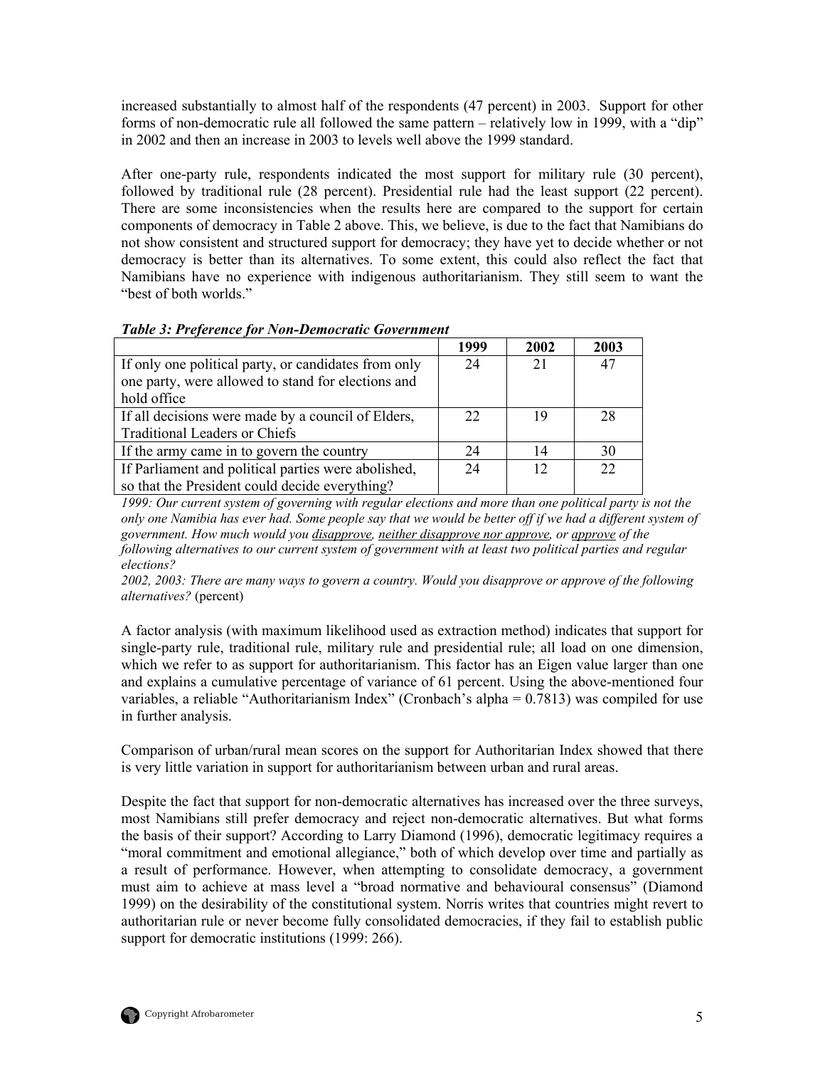increased substantially to almost half of the respondents (47 percent) in 2003. Support for other forms of non-democratic rule all followed the same pattern – relatively low in 1999, with a "dip" in 2002 and then an increase in 2003 to levels well above the 1999 standard.

After one-party rule, respondents indicated the most support for military rule (30 percent), followed by traditional rule (28 percent). Presidential rule had the least support (22 percent). There are some inconsistencies when the results here are compared to the support for certain components of democracy in Table 2 above. This, we believe, is due to the fact that Namibians do not show consistent and structured support for democracy; they have yet to decide whether or not democracy is better than its alternatives. To some extent, this could also reflect the fact that Namibians have no experience with indigenous authoritarianism. They still seem to want the "best of both worlds."

***Table 3: Preference for Non-Democratic Government***

| | 1999 | 2002 | 2003 |
|---|---|---|---|
| If only one political party, or candidates from only one party, were allowed to stand for elections and hold office | 24 | 21 | 47 |
| If all decisions were made by a council of Elders, Traditional Leaders or Chiefs | 22 | 19 | 28 |
| If the army came in to govern the country | 24 | 14 | 30 |
| If Parliament and political parties were abolished, so that the President could decide everything? | 24 | 12 | 22 |

*1999: Our current system of governing with regular elections and more than one political party is not the only one Namibia has ever had. Some people say that we would be better off if we had a different system of government. How much would you disapprove, neither disapprove nor approve, or approve of the following alternatives to our current system of government with at least two political parties and regular elections?*
*2002, 2003: There are many ways to govern a country. Would you disapprove or approve of the following alternatives?* (percent)

A factor analysis (with maximum likelihood used as extraction method) indicates that support for single-party rule, traditional rule, military rule and presidential rule; all load on one dimension, which we refer to as support for authoritarianism. This factor has an Eigen value larger than one and explains a cumulative percentage of variance of 61 percent. Using the above-mentioned four variables, a reliable "Authoritarianism Index" (Cronbach's alpha = 0.7813) was compiled for use in further analysis.

Comparison of urban/rural mean scores on the support for Authoritarian Index showed that there is very little variation in support for authoritarianism between urban and rural areas.

Despite the fact that support for non-democratic alternatives has increased over the three surveys, most Namibians still prefer democracy and reject non-democratic alternatives. But what forms the basis of their support? According to Larry Diamond (1996), democratic legitimacy requires a "moral commitment and emotional allegiance," both of which develop over time and partially as a result of performance. However, when attempting to consolidate democracy, a government must aim to achieve at mass level a "broad normative and behavioural consensus" (Diamond 1999) on the desirability of the constitutional system. Norris writes that countries might revert to authoritarian rule or never become fully consolidated democracies, if they fail to establish public support for democratic institutions (1999: 266).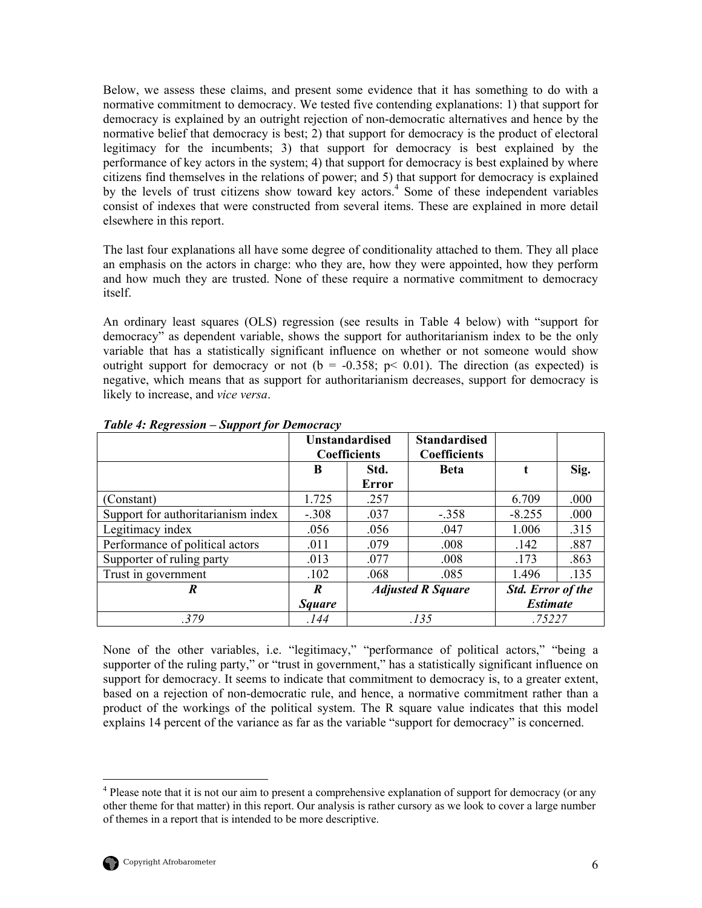Below, we assess these claims, and present some evidence that it has something to do with a normative commitment to democracy. We tested five contending explanations: 1) that support for democracy is explained by an outright rejection of non-democratic alternatives and hence by the normative belief that democracy is best; 2) that support for democracy is the product of electoral legitimacy for the incumbents; 3) that support for democracy is best explained by the performance of key actors in the system; 4) that support for democracy is best explained by where citizens find themselves in the relations of power; and 5) that support for democracy is explained by the levels of trust citizens show toward key actors.[4] Some of these independent variables consist of indexes that were constructed from several items. These are explained in more detail elsewhere in this report.

The last four explanations all have some degree of conditionality attached to them. They all place an emphasis on the actors in charge: who they are, how they were appointed, how they perform and how much they are trusted. None of these require a normative commitment to democracy itself.

An ordinary least squares (OLS) regression (see results in Table 4 below) with "support for democracy" as dependent variable, shows the support for authoritarianism index to be the only variable that has a statistically significant influence on whether or not someone would show outright support for democracy or not ($b = -0.358$; $p < 0.01$). The direction (as expected) is negative, which means that as support for authoritarianism decreases, support for democracy is likely to increase, and *vice versa*.

***Table 4: Regression – Support for Democracy***

| | **Unstandardised Coefficients** | | **Standardised Coefficients** | | |
|---|---|---|---|---|---|
| | **B** | **Std. Error** | **Beta** | **t** | **Sig.** |
| (Constant) | 1.725 | .257 | | 6.709 | .000 |
| Support for authoritarianism index | -.308 | .037 | -.358 | -8.255 | .000 |
| Legitimacy index | .056 | .056 | .047 | 1.006 | .315 |
| Performance of political actors | .011 | .079 | .008 | .142 | .887 |
| Supporter of ruling party | .013 | .077 | .008 | .173 | .863 |
| Trust in government | .102 | .068 | .085 | 1.496 | .135 |
| ***R*** | ***R Square*** | ***Adjusted R Square*** | | ***Std. Error of the Estimate*** | |
| *.379* | *.144* | *.135* | | *.75227* | |

None of the other variables, i.e. "legitimacy," "performance of political actors," "being a supporter of the ruling party," or "trust in government," has a statistically significant influence on support for democracy. It seems to indicate that commitment to democracy is, to a greater extent, based on a rejection of non-democratic rule, and hence, a normative commitment rather than a product of the workings of the political system. The R square value indicates that this model explains 14 percent of the variance as far as the variable "support for democracy" is concerned.

[4] Please note that it is not our aim to present a comprehensive explanation of support for democracy (or any other theme for that matter) in this report. Our analysis is rather cursory as we look to cover a large number of themes in a report that is intended to be more descriptive.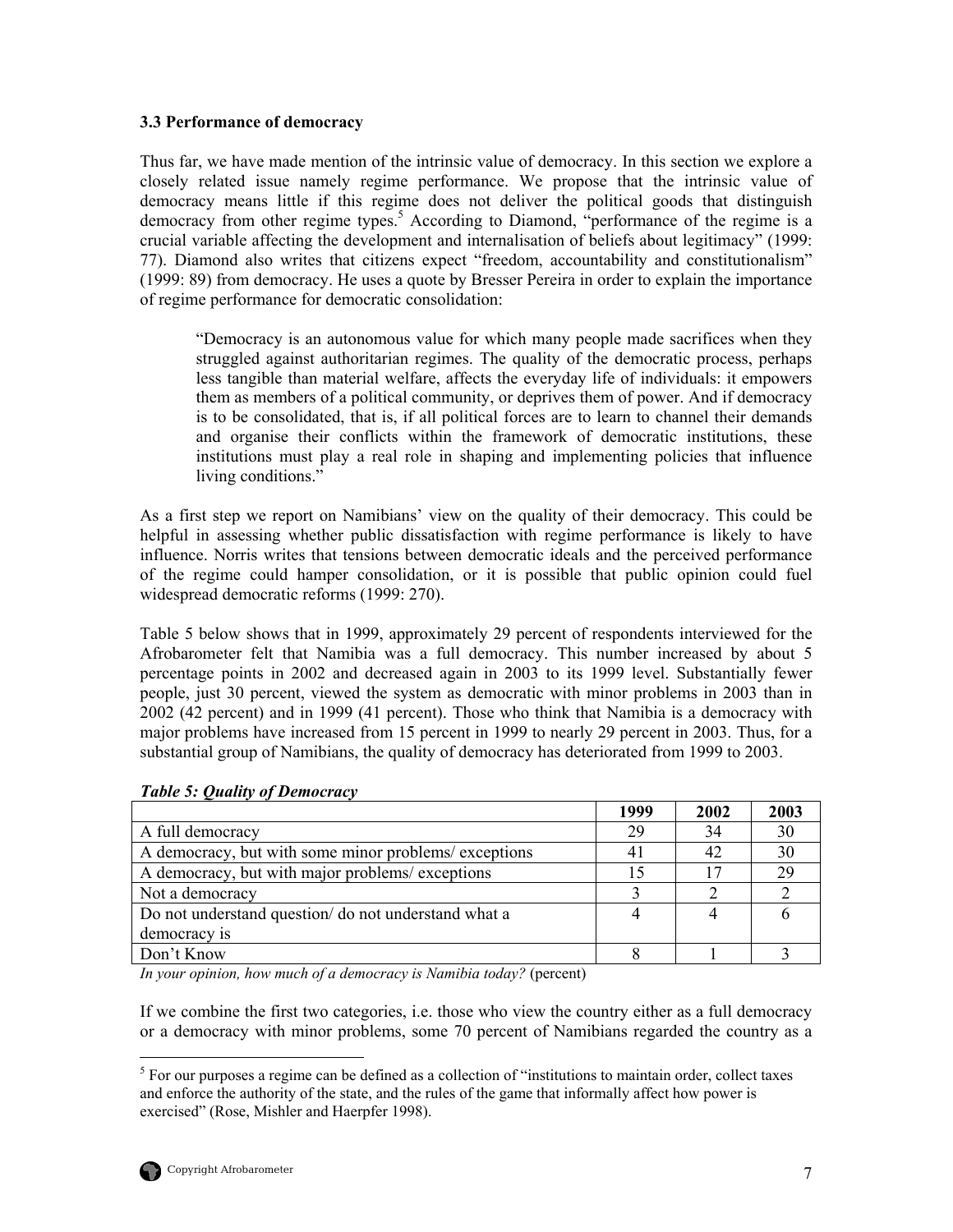### 3.3 Performance of democracy

Thus far, we have made mention of the intrinsic value of democracy. In this section we explore a closely related issue namely regime performance. We propose that the intrinsic value of democracy means little if this regime does not deliver the political goods that distinguish democracy from other regime types.[5] According to Diamond, "performance of the regime is a crucial variable affecting the development and internalisation of beliefs about legitimacy" (1999: 77). Diamond also writes that citizens expect "freedom, accountability and constitutionalism" (1999: 89) from democracy. He uses a quote by Bresser Pereira in order to explain the importance of regime performance for democratic consolidation:

> "Democracy is an autonomous value for which many people made sacrifices when they struggled against authoritarian regimes. The quality of the democratic process, perhaps less tangible than material welfare, affects the everyday life of individuals: it empowers them as members of a political community, or deprives them of power. And if democracy is to be consolidated, that is, if all political forces are to learn to channel their demands and organise their conflicts within the framework of democratic institutions, these institutions must play a real role in shaping and implementing policies that influence living conditions."

As a first step we report on Namibians' view on the quality of their democracy. This could be helpful in assessing whether public dissatisfaction with regime performance is likely to have influence. Norris writes that tensions between democratic ideals and the perceived performance of the regime could hamper consolidation, or it is possible that public opinion could fuel widespread democratic reforms (1999: 270).

Table 5 below shows that in 1999, approximately 29 percent of respondents interviewed for the Afrobarometer felt that Namibia was a full democracy. This number increased by about 5 percentage points in 2002 and decreased again in 2003 to its 1999 level. Substantially fewer people, just 30 percent, viewed the system as democratic with minor problems in 2003 than in 2002 (42 percent) and in 1999 (41 percent). Those who think that Namibia is a democracy with major problems have increased from 15 percent in 1999 to nearly 29 percent in 2003. Thus, for a substantial group of Namibians, the quality of democracy has deteriorated from 1999 to 2003.

***Table 5: Quality of Democracy***

| | 1999 | 2002 | 2003 |
|---|---|---|---|
| A full democracy | 29 | 34 | 30 |
| A democracy, but with some minor problems/ exceptions | 41 | 42 | 30 |
| A democracy, but with major problems/ exceptions | 15 | 17 | 29 |
| Not a democracy | 3 | 2 | 2 |
| Do not understand question/ do not understand what a democracy is | 4 | 4 | 6 |
| Don't Know | 8 | 1 | 3 |

*In your opinion, how much of a democracy is Namibia today?* (percent)

If we combine the first two categories, i.e. those who view the country either as a full democracy or a democracy with minor problems, some 70 percent of Namibians regarded the country as a

[5] For our purposes a regime can be defined as a collection of "institutions to maintain order, collect taxes and enforce the authority of the state, and the rules of the game that informally affect how power is exercised" (Rose, Mishler and Haerpfer 1998).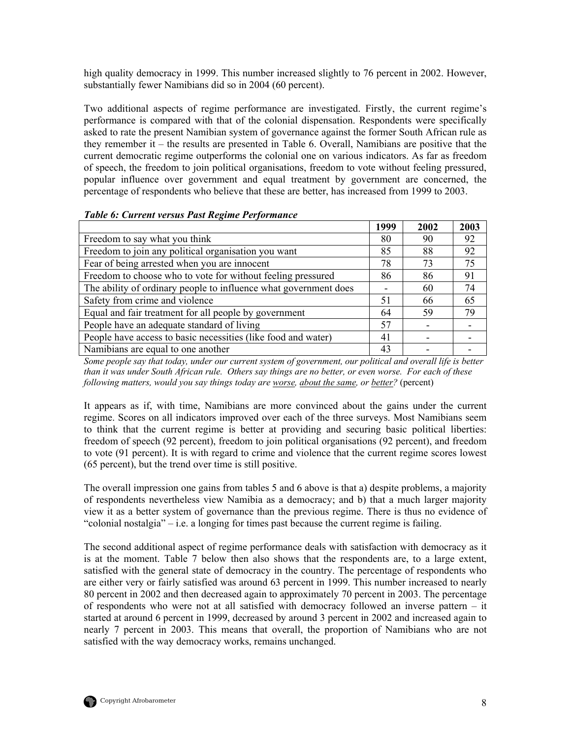high quality democracy in 1999. This number increased slightly to 76 percent in 2002. However, substantially fewer Namibians did so in 2004 (60 percent).

Two additional aspects of regime performance are investigated. Firstly, the current regime's performance is compared with that of the colonial dispensation. Respondents were specifically asked to rate the present Namibian system of governance against the former South African rule as they remember it – the results are presented in Table 6. Overall, Namibians are positive that the current democratic regime outperforms the colonial one on various indicators. As far as freedom of speech, the freedom to join political organisations, freedom to vote without feeling pressured, popular influence over government and equal treatment by government are concerned, the percentage of respondents who believe that these are better, has increased from 1999 to 2003.

***Table 6: Current versus Past Regime Performance***

| | 1999 | 2002 | 2003 |
|---|---|---|---|
| Freedom to say what you think | 80 | 90 | 92 |
| Freedom to join any political organisation you want | 85 | 88 | 92 |
| Fear of being arrested when you are innocent | 78 | 73 | 75 |
| Freedom to choose who to vote for without feeling pressured | 86 | 86 | 91 |
| The ability of ordinary people to influence what government does | - | 60 | 74 |
| Safety from crime and violence | 51 | 66 | 65 |
| Equal and fair treatment for all people by government | 64 | 59 | 79 |
| People have an adequate standard of living | 57 | - | - |
| People have access to basic necessities (like food and water) | 41 | - | - |
| Namibians are equal to one another | 43 | - | - |

*Some people say that today, under our current system of government, our political and overall life is better than it was under South African rule. Others say things are no better, or even worse. For each of these following matters, would you say things today are worse, about the same, or better?* (percent)

It appears as if, with time, Namibians are more convinced about the gains under the current regime. Scores on all indicators improved over each of the three surveys. Most Namibians seem to think that the current regime is better at providing and securing basic political liberties: freedom of speech (92 percent), freedom to join political organisations (92 percent), and freedom to vote (91 percent). It is with regard to crime and violence that the current regime scores lowest (65 percent), but the trend over time is still positive.

The overall impression one gains from tables 5 and 6 above is that a) despite problems, a majority of respondents nevertheless view Namibia as a democracy; and b) that a much larger majority view it as a better system of governance than the previous regime. There is thus no evidence of "colonial nostalgia" – i.e. a longing for times past because the current regime is failing.

The second additional aspect of regime performance deals with satisfaction with democracy as it is at the moment. Table 7 below then also shows that the respondents are, to a large extent, satisfied with the general state of democracy in the country. The percentage of respondents who are either very or fairly satisfied was around 63 percent in 1999. This number increased to nearly 80 percent in 2002 and then decreased again to approximately 70 percent in 2003. The percentage of respondents who were not at all satisfied with democracy followed an inverse pattern – it started at around 6 percent in 1999, decreased by around 3 percent in 2002 and increased again to nearly 7 percent in 2003. This means that overall, the proportion of Namibians who are not satisfied with the way democracy works, remains unchanged.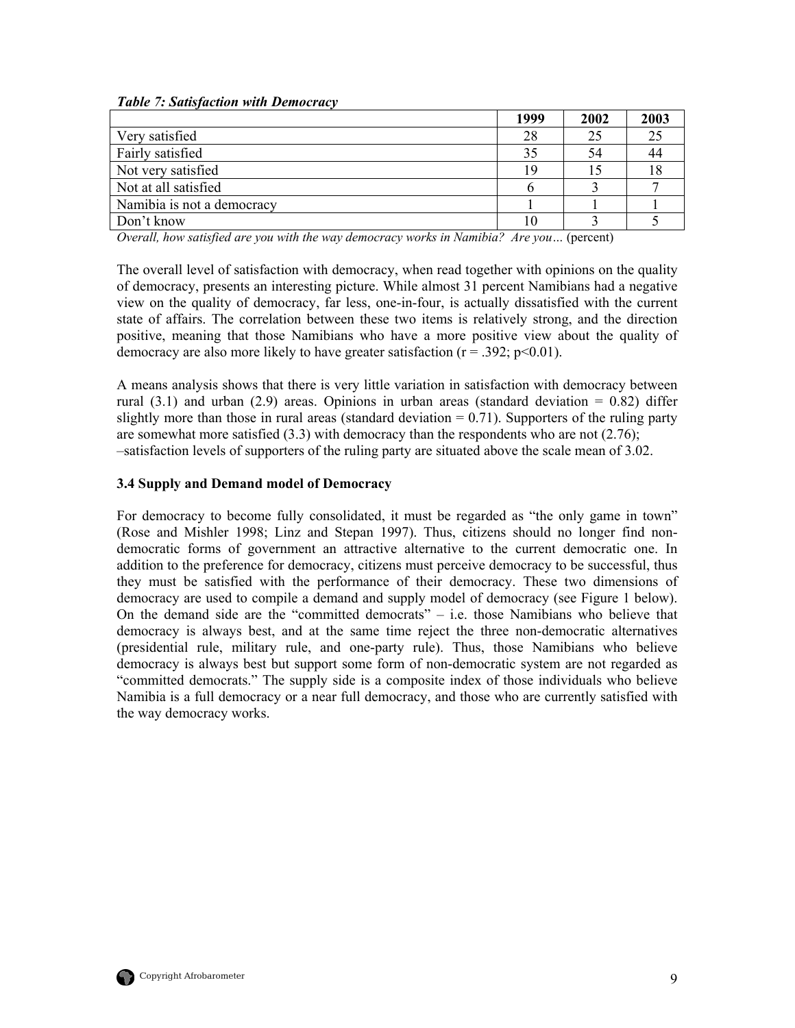*Table 7: Satisfaction with Democracy*

| | 1999 | 2002 | 2003 |
|---|---|---|---|
| Very satisfied | 28 | 25 | 25 |
| Fairly satisfied | 35 | 54 | 44 |
| Not very satisfied | 19 | 15 | 18 |
| Not at all satisfied | 6 | 3 | 7 |
| Namibia is not a democracy | 1 | 1 | 1 |
| Don't know | 10 | 3 | 5 |

*Overall, how satisfied are you with the way democracy works in Namibia? Are you…* (percent)

The overall level of satisfaction with democracy, when read together with opinions on the quality of democracy, presents an interesting picture. While almost 31 percent Namibians had a negative view on the quality of democracy, far less, one-in-four, is actually dissatisfied with the current state of affairs. The correlation between these two items is relatively strong, and the direction positive, meaning that those Namibians who have a more positive view about the quality of democracy are also more likely to have greater satisfaction ($r = .392$; $p<0.01$).

A means analysis shows that there is very little variation in satisfaction with democracy between rural (3.1) and urban (2.9) areas. Opinions in urban areas (standard deviation = 0.82) differ slightly more than those in rural areas (standard deviation = 0.71). Supporters of the ruling party are somewhat more satisfied (3.3) with democracy than the respondents who are not (2.76); –satisfaction levels of supporters of the ruling party are situated above the scale mean of 3.02.

### 3.4 Supply and Demand model of Democracy

For democracy to become fully consolidated, it must be regarded as "the only game in town" (Rose and Mishler 1998; Linz and Stepan 1997). Thus, citizens should no longer find non-democratic forms of government an attractive alternative to the current democratic one. In addition to the preference for democracy, citizens must perceive democracy to be successful, thus they must be satisfied with the performance of their democracy. These two dimensions of democracy are used to compile a demand and supply model of democracy (see Figure 1 below). On the demand side are the "committed democrats" – i.e. those Namibians who believe that democracy is always best, and at the same time reject the three non-democratic alternatives (presidential rule, military rule, and one-party rule). Thus, those Namibians who believe democracy is always best but support some form of non-democratic system are not regarded as "committed democrats." The supply side is a composite index of those individuals who believe Namibia is a full democracy or a near full democracy, and those who are currently satisfied with the way democracy works.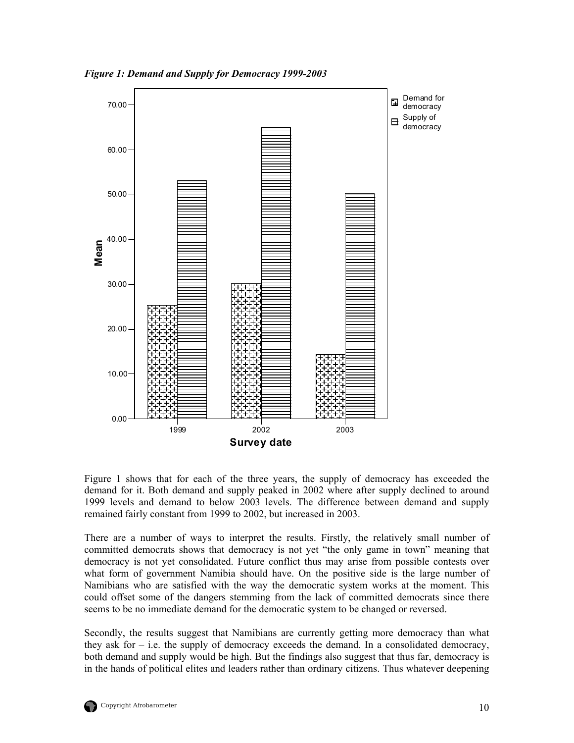*Figure 1: Demand and Supply for Democracy 1999-2003*

Figure 1 shows that for each of the three years, the supply of democracy has exceeded the demand for it. Both demand and supply peaked in 2002 where after supply declined to around 1999 levels and demand to below 2003 levels. The difference between demand and supply remained fairly constant from 1999 to 2002, but increased in 2003.

There are a number of ways to interpret the results. Firstly, the relatively small number of committed democrats shows that democracy is not yet "the only game in town" meaning that democracy is not yet consolidated. Future conflict thus may arise from possible contests over what form of government Namibia should have. On the positive side is the large number of Namibians who are satisfied with the way the democratic system works at the moment. This could offset some of the dangers stemming from the lack of committed democrats since there seems to be no immediate demand for the democratic system to be changed or reversed.

Secondly, the results suggest that Namibians are currently getting more democracy than what they ask for – i.e. the supply of democracy exceeds the demand. In a consolidated democracy, both demand and supply would be high. But the findings also suggest that thus far, democracy is in the hands of political elites and leaders rather than ordinary citizens. Thus whatever deepening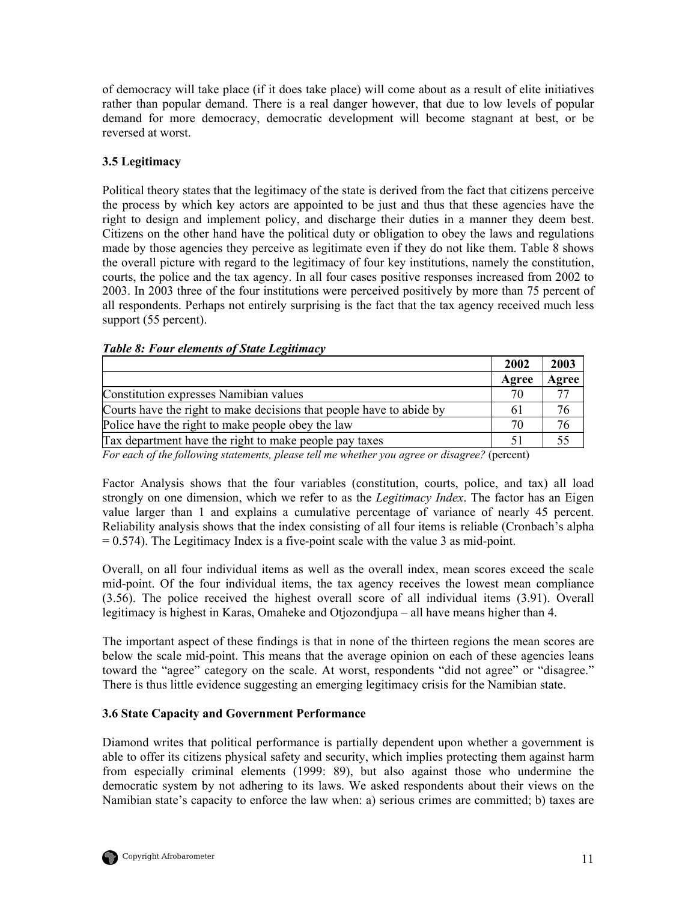of democracy will take place (if it does take place) will come about as a result of elite initiatives rather than popular demand. There is a real danger however, that due to low levels of popular demand for more democracy, democratic development will become stagnant at best, or be reversed at worst.

### 3.5 Legitimacy

Political theory states that the legitimacy of the state is derived from the fact that citizens perceive the process by which key actors are appointed to be just and thus that these agencies have the right to design and implement policy, and discharge their duties in a manner they deem best. Citizens on the other hand have the political duty or obligation to obey the laws and regulations made by those agencies they perceive as legitimate even if they do not like them. Table 8 shows the overall picture with regard to the legitimacy of four key institutions, namely the constitution, courts, the police and the tax agency. In all four cases positive responses increased from 2002 to 2003. In 2003 three of the four institutions were perceived positively by more than 75 percent of all respondents. Perhaps not entirely surprising is the fact that the tax agency received much less support (55 percent).

***Table 8: Four elements of State Legitimacy***

| | 2002 | 2003 |
|---|---|---|
| | Agree | Agree |
| Constitution expresses Namibian values | 70 | 77 |
| Courts have the right to make decisions that people have to abide by | 61 | 76 |
| Police have the right to make people obey the law | 70 | 76 |
| Tax department have the right to make people pay taxes | 51 | 55 |

*For each of the following statements, please tell me whether you agree or disagree?* (percent)

Factor Analysis shows that the four variables (constitution, courts, police, and tax) all load strongly on one dimension, which we refer to as the *Legitimacy Index*. The factor has an Eigen value larger than 1 and explains a cumulative percentage of variance of nearly 45 percent. Reliability analysis shows that the index consisting of all four items is reliable (Cronbach's alpha = 0.574). The Legitimacy Index is a five-point scale with the value 3 as mid-point.

Overall, on all four individual items as well as the overall index, mean scores exceed the scale mid-point. Of the four individual items, the tax agency receives the lowest mean compliance (3.56). The police received the highest overall score of all individual items (3.91). Overall legitimacy is highest in Karas, Omaheke and Otjozondjupa – all have means higher than 4.

The important aspect of these findings is that in none of the thirteen regions the mean scores are below the scale mid-point. This means that the average opinion on each of these agencies leans toward the "agree" category on the scale. At worst, respondents "did not agree" or "disagree." There is thus little evidence suggesting an emerging legitimacy crisis for the Namibian state.

### 3.6 State Capacity and Government Performance

Diamond writes that political performance is partially dependent upon whether a government is able to offer its citizens physical safety and security, which implies protecting them against harm from especially criminal elements (1999: 89), but also against those who undermine the democratic system by not adhering to its laws. We asked respondents about their views on the Namibian state's capacity to enforce the law when: a) serious crimes are committed; b) taxes are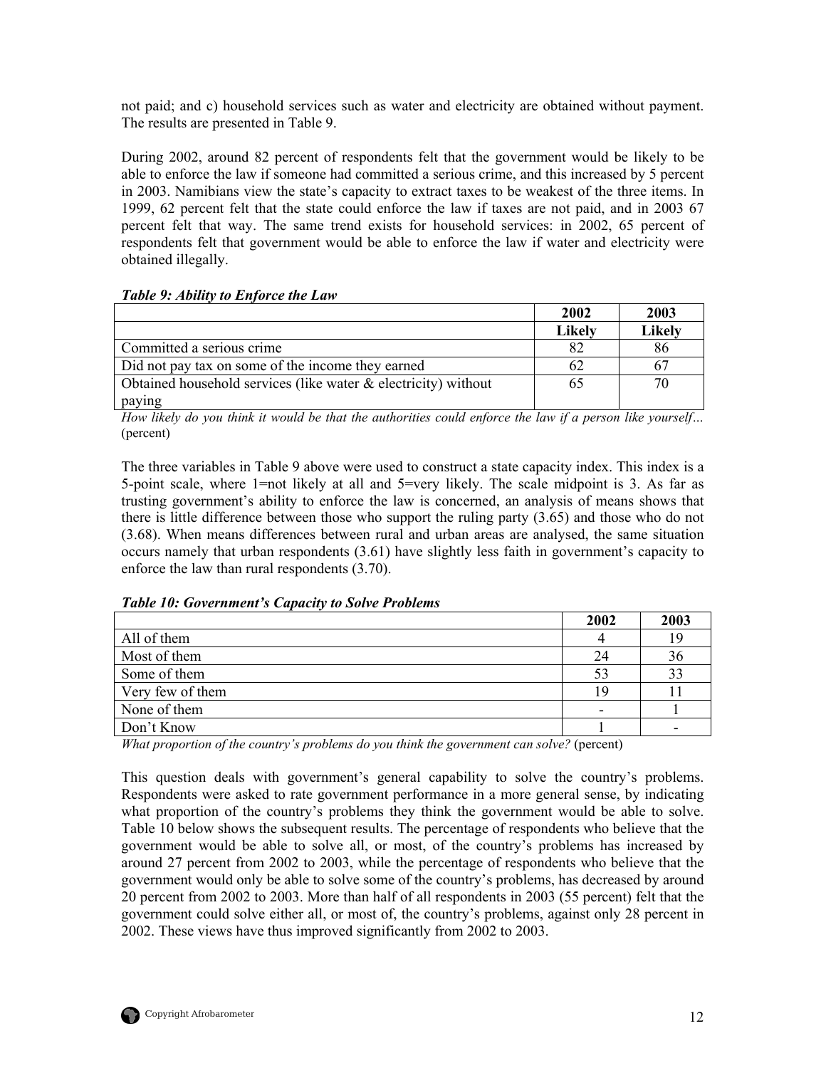not paid; and c) household services such as water and electricity are obtained without payment. The results are presented in Table 9.

During 2002, around 82 percent of respondents felt that the government would be likely to be able to enforce the law if someone had committed a serious crime, and this increased by 5 percent in 2003. Namibians view the state's capacity to extract taxes to be weakest of the three items. In 1999, 62 percent felt that the state could enforce the law if taxes are not paid, and in 2003 67 percent felt that way. The same trend exists for household services: in 2002, 65 percent of respondents felt that government would be able to enforce the law if water and electricity were obtained illegally.

***Table 9: Ability to Enforce the Law***

| | 2002 | 2003 |
|---|---|---|
| | **Likely** | **Likely** |
| Committed a serious crime | 82 | 86 |
| Did not pay tax on some of the income they earned | 62 | 67 |
| Obtained household services (like water & electricity) without paying | 65 | 70 |

*How likely do you think it would be that the authorities could enforce the law if a person like yourself…* (percent)

The three variables in Table 9 above were used to construct a state capacity index. This index is a 5-point scale, where 1=not likely at all and 5=very likely. The scale midpoint is 3. As far as trusting government's ability to enforce the law is concerned, an analysis of means shows that there is little difference between those who support the ruling party (3.65) and those who do not (3.68). When means differences between rural and urban areas are analysed, the same situation occurs namely that urban respondents (3.61) have slightly less faith in government's capacity to enforce the law than rural respondents (3.70).

***Table 10: Government's Capacity to Solve Problems***

| | 2002 | 2003 |
|---|---|---|
| All of them | 4 | 19 |
| Most of them | 24 | 36 |
| Some of them | 53 | 33 |
| Very few of them | 19 | 11 |
| None of them | - | 1 |
| Don't Know | 1 | - |

*What proportion of the country's problems do you think the government can solve?* (percent)

This question deals with government's general capability to solve the country's problems. Respondents were asked to rate government performance in a more general sense, by indicating what proportion of the country's problems they think the government would be able to solve. Table 10 below shows the subsequent results. The percentage of respondents who believe that the government would be able to solve all, or most, of the country's problems has increased by around 27 percent from 2002 to 2003, while the percentage of respondents who believe that the government would only be able to solve some of the country's problems, has decreased by around 20 percent from 2002 to 2003. More than half of all respondents in 2003 (55 percent) felt that the government could solve either all, or most of, the country's problems, against only 28 percent in 2002. These views have thus improved significantly from 2002 to 2003.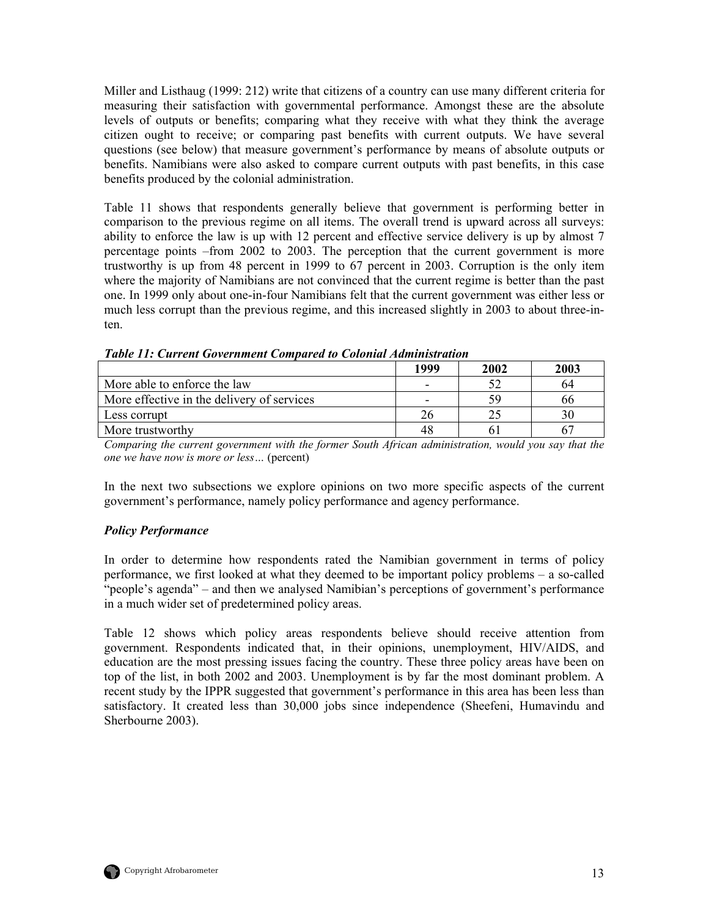Miller and Listhaug (1999: 212) write that citizens of a country can use many different criteria for measuring their satisfaction with governmental performance. Amongst these are the absolute levels of outputs or benefits; comparing what they receive with what they think the average citizen ought to receive; or comparing past benefits with current outputs. We have several questions (see below) that measure government's performance by means of absolute outputs or benefits. Namibians were also asked to compare current outputs with past benefits, in this case benefits produced by the colonial administration.

Table 11 shows that respondents generally believe that government is performing better in comparison to the previous regime on all items. The overall trend is upward across all surveys: ability to enforce the law is up with 12 percent and effective service delivery is up by almost 7 percentage points –from 2002 to 2003. The perception that the current government is more trustworthy is up from 48 percent in 1999 to 67 percent in 2003. Corruption is the only item where the majority of Namibians are not convinced that the current regime is better than the past one. In 1999 only about one-in-four Namibians felt that the current government was either less or much less corrupt than the previous regime, and this increased slightly in 2003 to about three-in-ten.

***Table 11: Current Government Compared to Colonial Administration***

| | 1999 | 2002 | 2003 |
|---|---|---|---|
| More able to enforce the law | - | 52 | 64 |
| More effective in the delivery of services | - | 59 | 66 |
| Less corrupt | 26 | 25 | 30 |
| More trustworthy | 48 | 61 | 67 |

*Comparing the current government with the former South African administration, would you say that the one we have now is more or less…* (percent)

In the next two subsections we explore opinions on two more specific aspects of the current government's performance, namely policy performance and agency performance.

***Policy Performance***

In order to determine how respondents rated the Namibian government in terms of policy performance, we first looked at what they deemed to be important policy problems – a so-called "people's agenda" – and then we analysed Namibian's perceptions of government's performance in a much wider set of predetermined policy areas.

Table 12 shows which policy areas respondents believe should receive attention from government. Respondents indicated that, in their opinions, unemployment, HIV/AIDS, and education are the most pressing issues facing the country. These three policy areas have been on top of the list, in both 2002 and 2003. Unemployment is by far the most dominant problem. A recent study by the IPPR suggested that government's performance in this area has been less than satisfactory. It created less than 30,000 jobs since independence (Sheefeni, Humavindu and Sherbourne 2003).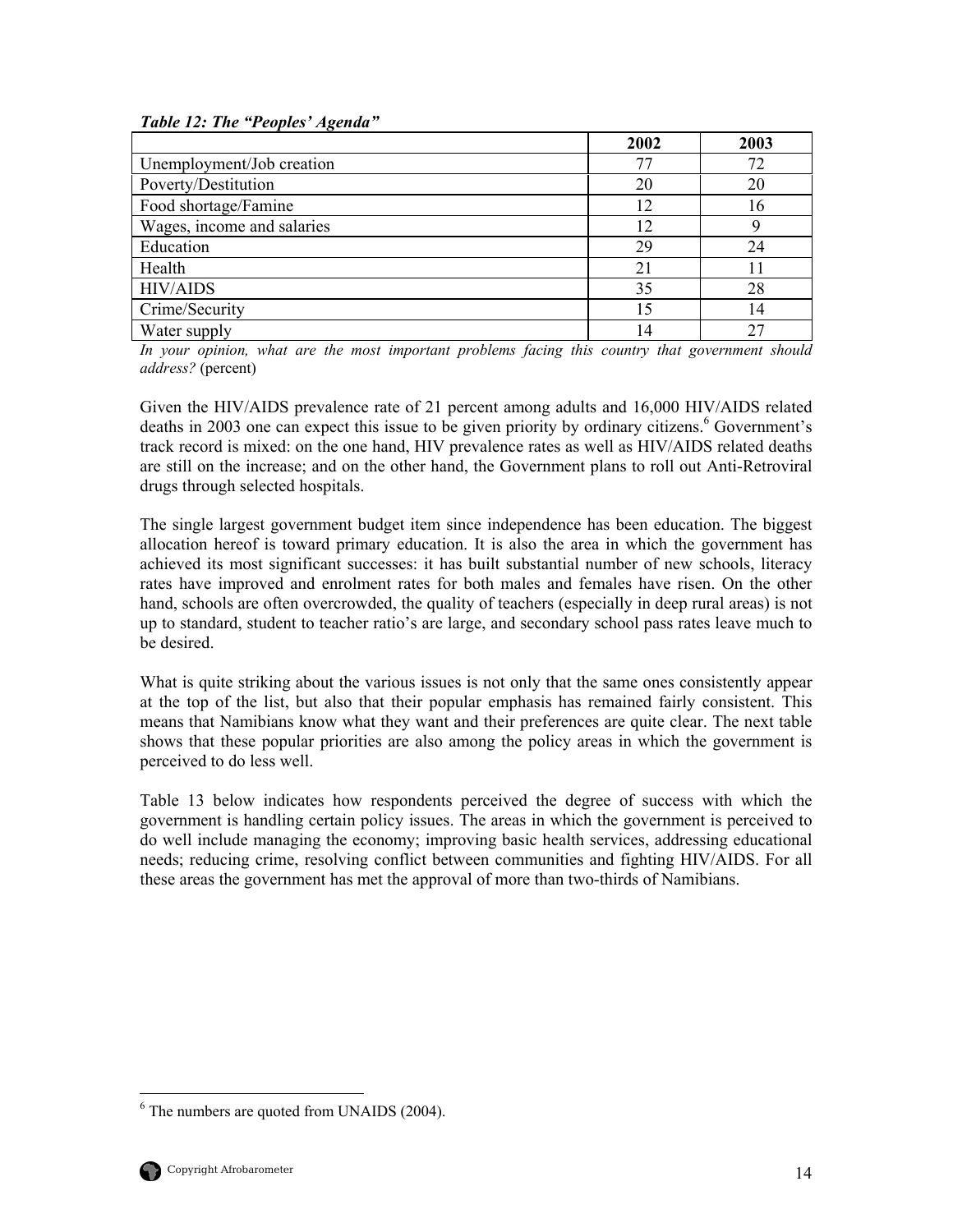***Table 12: The "Peoples' Agenda"***

| | 2002 | 2003 |
|---|---|---|
| Unemployment/Job creation | 77 | 72 |
| Poverty/Destitution | 20 | 20 |
| Food shortage/Famine | 12 | 16 |
| Wages, income and salaries | 12 | 9 |
| Education | 29 | 24 |
| Health | 21 | 11 |
| HIV/AIDS | 35 | 28 |
| Crime/Security | 15 | 14 |
| Water supply | 14 | 27 |

*In your opinion, what are the most important problems facing this country that government should address?* (percent)

Given the HIV/AIDS prevalence rate of 21 percent among adults and 16,000 HIV/AIDS related deaths in 2003 one can expect this issue to be given priority by ordinary citizens.[6] Government's track record is mixed: on the one hand, HIV prevalence rates as well as HIV/AIDS related deaths are still on the increase; and on the other hand, the Government plans to roll out Anti-Retroviral drugs through selected hospitals.

The single largest government budget item since independence has been education. The biggest allocation hereof is toward primary education. It is also the area in which the government has achieved its most significant successes: it has built substantial number of new schools, literacy rates have improved and enrolment rates for both males and females have risen. On the other hand, schools are often overcrowded, the quality of teachers (especially in deep rural areas) is not up to standard, student to teacher ratio's are large, and secondary school pass rates leave much to be desired.

What is quite striking about the various issues is not only that the same ones consistently appear at the top of the list, but also that their popular emphasis has remained fairly consistent. This means that Namibians know what they want and their preferences are quite clear. The next table shows that these popular priorities are also among the policy areas in which the government is perceived to do less well.

Table 13 below indicates how respondents perceived the degree of success with which the government is handling certain policy issues. The areas in which the government is perceived to do well include managing the economy; improving basic health services, addressing educational needs; reducing crime, resolving conflict between communities and fighting HIV/AIDS. For all these areas the government has met the approval of more than two-thirds of Namibians.

[6] The numbers are quoted from UNAIDS (2004).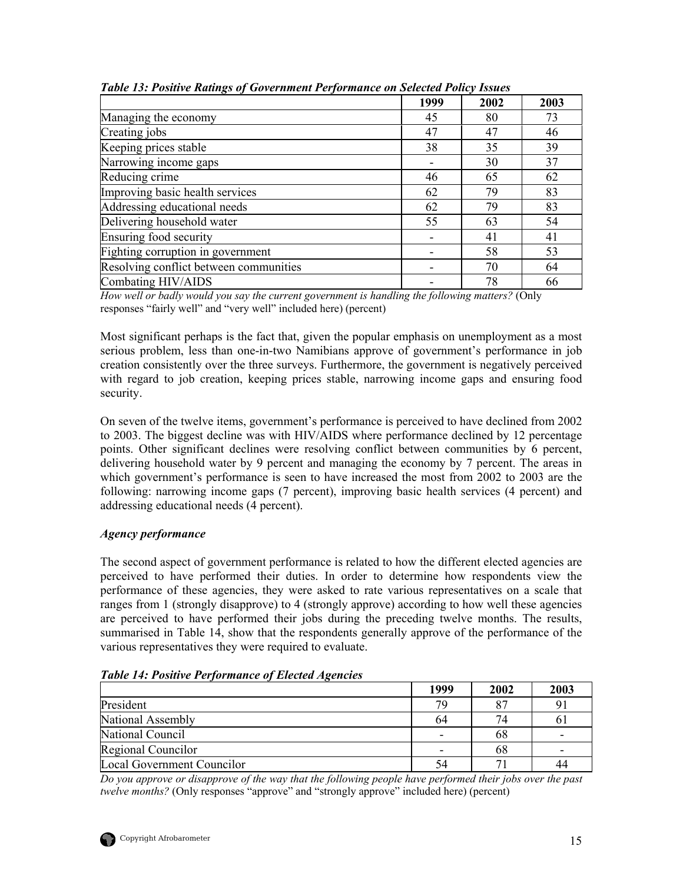***Table 13: Positive Ratings of Government Performance on Selected Policy Issues***

| | 1999 | 2002 | 2003 |
|---|---|---|---|
| Managing the economy | 45 | 80 | 73 |
| Creating jobs | 47 | 47 | 46 |
| Keeping prices stable | 38 | 35 | 39 |
| Narrowing income gaps | - | 30 | 37 |
| Reducing crime | 46 | 65 | 62 |
| Improving basic health services | 62 | 79 | 83 |
| Addressing educational needs | 62 | 79 | 83 |
| Delivering household water | 55 | 63 | 54 |
| Ensuring food security | - | 41 | 41 |
| Fighting corruption in government | - | 58 | 53 |
| Resolving conflict between communities | - | 70 | 64 |
| Combating HIV/AIDS | - | 78 | 66 |

*How well or badly would you say the current government is handling the following matters?* (Only responses "fairly well" and "very well" included here) (percent)

Most significant perhaps is the fact that, given the popular emphasis on unemployment as a most serious problem, less than one-in-two Namibians approve of government's performance in job creation consistently over the three surveys. Furthermore, the government is negatively perceived with regard to job creation, keeping prices stable, narrowing income gaps and ensuring food security.

On seven of the twelve items, government's performance is perceived to have declined from 2002 to 2003. The biggest decline was with HIV/AIDS where performance declined by 12 percentage points. Other significant declines were resolving conflict between communities by 6 percent, delivering household water by 9 percent and managing the economy by 7 percent. The areas in which government's performance is seen to have increased the most from 2002 to 2003 are the following: narrowing income gaps (7 percent), improving basic health services (4 percent) and addressing educational needs (4 percent).

***Agency performance***

The second aspect of government performance is related to how the different elected agencies are perceived to have performed their duties. In order to determine how respondents view the performance of these agencies, they were asked to rate various representatives on a scale that ranges from 1 (strongly disapprove) to 4 (strongly approve) according to how well these agencies are perceived to have performed their jobs during the preceding twelve months. The results, summarised in Table 14, show that the respondents generally approve of the performance of the various representatives they were required to evaluate.

***Table 14: Positive Performance of Elected Agencies***

| | 1999 | 2002 | 2003 |
|---|---|---|---|
| President | 79 | 87 | 91 |
| National Assembly | 64 | 74 | 61 |
| National Council | - | 68 | - |
| Regional Councilor | - | 68 | - |
| Local Government Councilor | 54 | 71 | 44 |

*Do you approve or disapprove of the way that the following people have performed their jobs over the past twelve months?* (Only responses "approve" and "strongly approve" included here) (percent)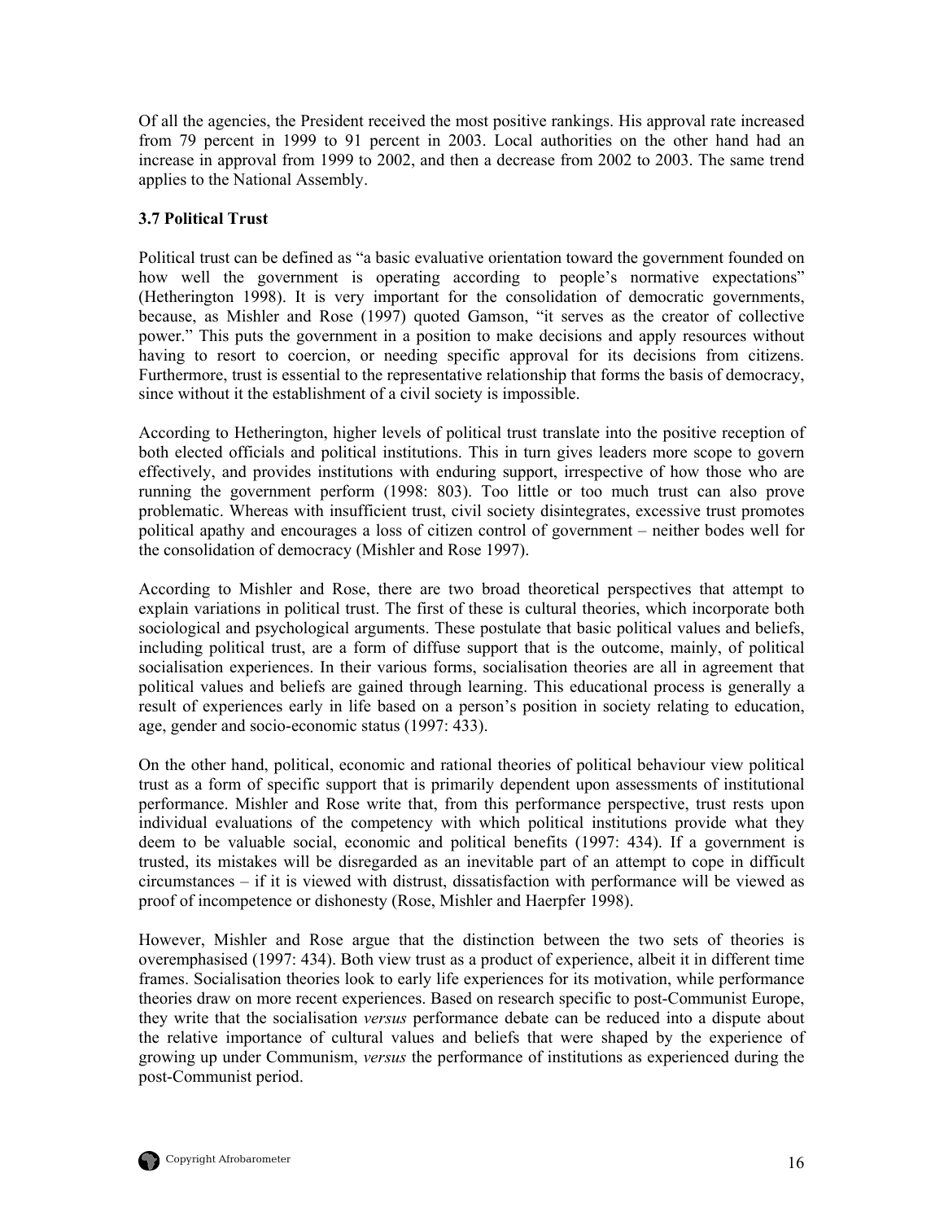Of all the agencies, the President received the most positive rankings. His approval rate increased from 79 percent in 1999 to 91 percent in 2003. Local authorities on the other hand had an increase in approval from 1999 to 2002, and then a decrease from 2002 to 2003. The same trend applies to the National Assembly.

### 3.7 Political Trust

Political trust can be defined as "a basic evaluative orientation toward the government founded on how well the government is operating according to people's normative expectations" (Hetherington 1998). It is very important for the consolidation of democratic governments, because, as Mishler and Rose (1997) quoted Gamson, "it serves as the creator of collective power." This puts the government in a position to make decisions and apply resources without having to resort to coercion, or needing specific approval for its decisions from citizens. Furthermore, trust is essential to the representative relationship that forms the basis of democracy, since without it the establishment of a civil society is impossible.

According to Hetherington, higher levels of political trust translate into the positive reception of both elected officials and political institutions. This in turn gives leaders more scope to govern effectively, and provides institutions with enduring support, irrespective of how those who are running the government perform (1998: 803). Too little or too much trust can also prove problematic. Whereas with insufficient trust, civil society disintegrates, excessive trust promotes political apathy and encourages a loss of citizen control of government – neither bodes well for the consolidation of democracy (Mishler and Rose 1997).

According to Mishler and Rose, there are two broad theoretical perspectives that attempt to explain variations in political trust. The first of these is cultural theories, which incorporate both sociological and psychological arguments. These postulate that basic political values and beliefs, including political trust, are a form of diffuse support that is the outcome, mainly, of political socialisation experiences. In their various forms, socialisation theories are all in agreement that political values and beliefs are gained through learning. This educational process is generally a result of experiences early in life based on a person's position in society relating to education, age, gender and socio-economic status (1997: 433).

On the other hand, political, economic and rational theories of political behaviour view political trust as a form of specific support that is primarily dependent upon assessments of institutional performance. Mishler and Rose write that, from this performance perspective, trust rests upon individual evaluations of the competency with which political institutions provide what they deem to be valuable social, economic and political benefits (1997: 434). If a government is trusted, its mistakes will be disregarded as an inevitable part of an attempt to cope in difficult circumstances – if it is viewed with distrust, dissatisfaction with performance will be viewed as proof of incompetence or dishonesty (Rose, Mishler and Haerpfer 1998).

However, Mishler and Rose argue that the distinction between the two sets of theories is overemphasised (1997: 434). Both view trust as a product of experience, albeit it in different time frames. Socialisation theories look to early life experiences for its motivation, while performance theories draw on more recent experiences. Based on research specific to post-Communist Europe, they write that the socialisation *versus* performance debate can be reduced into a dispute about the relative importance of cultural values and beliefs that were shaped by the experience of growing up under Communism, *versus* the performance of institutions as experienced during the post-Communist period.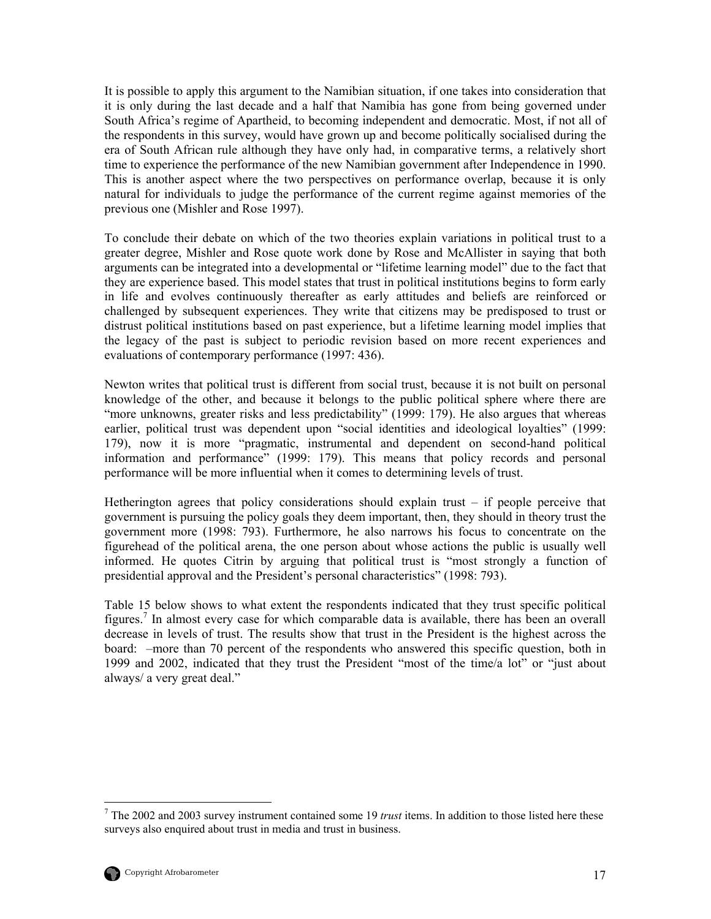It is possible to apply this argument to the Namibian situation, if one takes into consideration that it is only during the last decade and a half that Namibia has gone from being governed under South Africa's regime of Apartheid, to becoming independent and democratic. Most, if not all of the respondents in this survey, would have grown up and become politically socialised during the era of South African rule although they have only had, in comparative terms, a relatively short time to experience the performance of the new Namibian government after Independence in 1990. This is another aspect where the two perspectives on performance overlap, because it is only natural for individuals to judge the performance of the current regime against memories of the previous one (Mishler and Rose 1997).

To conclude their debate on which of the two theories explain variations in political trust to a greater degree, Mishler and Rose quote work done by Rose and McAllister in saying that both arguments can be integrated into a developmental or "lifetime learning model" due to the fact that they are experience based. This model states that trust in political institutions begins to form early in life and evolves continuously thereafter as early attitudes and beliefs are reinforced or challenged by subsequent experiences. They write that citizens may be predisposed to trust or distrust political institutions based on past experience, but a lifetime learning model implies that the legacy of the past is subject to periodic revision based on more recent experiences and evaluations of contemporary performance (1997: 436).

Newton writes that political trust is different from social trust, because it is not built on personal knowledge of the other, and because it belongs to the public political sphere where there are "more unknowns, greater risks and less predictability" (1999: 179). He also argues that whereas earlier, political trust was dependent upon "social identities and ideological loyalties" (1999: 179), now it is more "pragmatic, instrumental and dependent on second-hand political information and performance" (1999: 179). This means that policy records and personal performance will be more influential when it comes to determining levels of trust.

Hetherington agrees that policy considerations should explain trust – if people perceive that government is pursuing the policy goals they deem important, then, they should in theory trust the government more (1998: 793). Furthermore, he also narrows his focus to concentrate on the figurehead of the political arena, the one person about whose actions the public is usually well informed. He quotes Citrin by arguing that political trust is "most strongly a function of presidential approval and the President's personal characteristics" (1998: 793).

Table 15 below shows to what extent the respondents indicated that they trust specific political figures.[7] In almost every case for which comparable data is available, there has been an overall decrease in levels of trust. The results show that trust in the President is the highest across the board: –more than 70 percent of the respondents who answered this specific question, both in 1999 and 2002, indicated that they trust the President "most of the time/a lot" or "just about always/ a very great deal."

---

[7] The 2002 and 2003 survey instrument contained some 19 *trust* items. In addition to those listed here these surveys also enquired about trust in media and trust in business.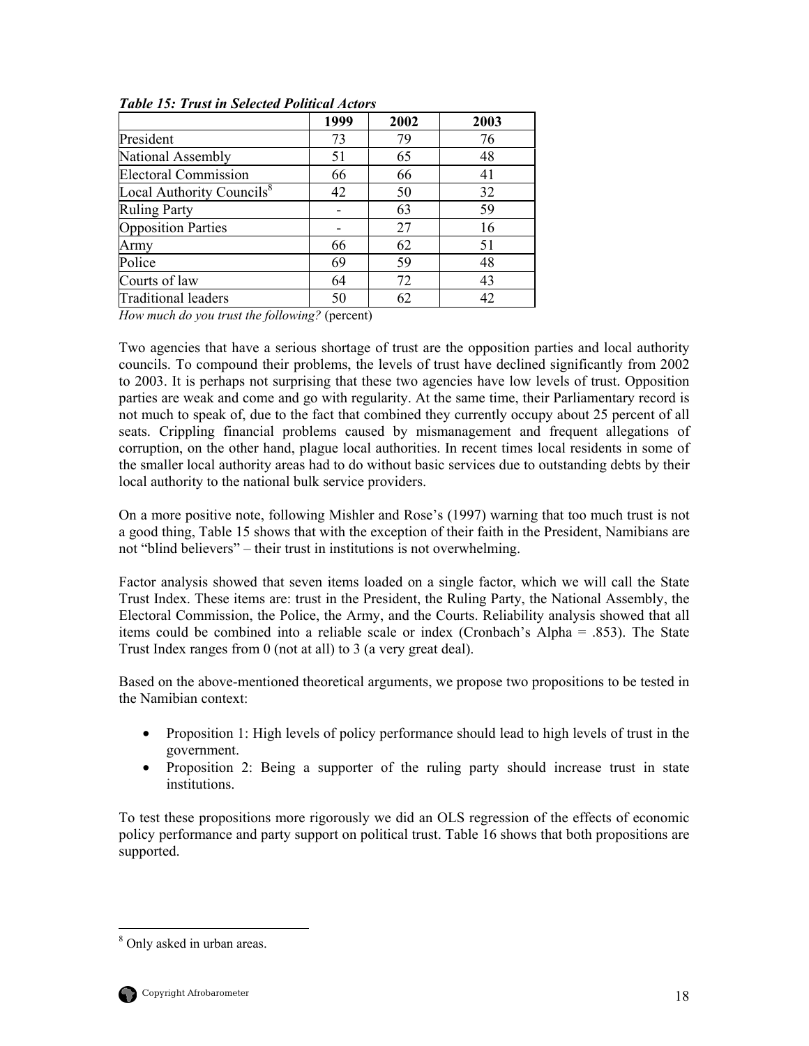***Table 15: Trust in Selected Political Actors***

| | 1999 | 2002 | 2003 |
|---|---|---|---|
| President | 73 | 79 | 76 |
| National Assembly | 51 | 65 | 48 |
| Electoral Commission | 66 | 66 | 41 |
| Local Authority Councils[8] | 42 | 50 | 32 |
| Ruling Party | - | 63 | 59 |
| Opposition Parties | - | 27 | 16 |
| Army | 66 | 62 | 51 |
| Police | 69 | 59 | 48 |
| Courts of law | 64 | 72 | 43 |
| Traditional leaders | 50 | 62 | 42 |

*How much do you trust the following?* (percent)

Two agencies that have a serious shortage of trust are the opposition parties and local authority councils. To compound their problems, the levels of trust have declined significantly from 2002 to 2003. It is perhaps not surprising that these two agencies have low levels of trust. Opposition parties are weak and come and go with regularity. At the same time, their Parliamentary record is not much to speak of, due to the fact that combined they currently occupy about 25 percent of all seats. Crippling financial problems caused by mismanagement and frequent allegations of corruption, on the other hand, plague local authorities. In recent times local residents in some of the smaller local authority areas had to do without basic services due to outstanding debts by their local authority to the national bulk service providers.

On a more positive note, following Mishler and Rose's (1997) warning that too much trust is not a good thing, Table 15 shows that with the exception of their faith in the President, Namibians are not "blind believers" – their trust in institutions is not overwhelming.

Factor analysis showed that seven items loaded on a single factor, which we will call the State Trust Index. These items are: trust in the President, the Ruling Party, the National Assembly, the Electoral Commission, the Police, the Army, and the Courts. Reliability analysis showed that all items could be combined into a reliable scale or index (Cronbach's Alpha = .853). The State Trust Index ranges from 0 (not at all) to 3 (a very great deal).

Based on the above-mentioned theoretical arguments, we propose two propositions to be tested in the Namibian context:

- Proposition 1: High levels of policy performance should lead to high levels of trust in the government.
- Proposition 2: Being a supporter of the ruling party should increase trust in state institutions.

To test these propositions more rigorously we did an OLS regression of the effects of economic policy performance and party support on political trust. Table 16 shows that both propositions are supported.

[8] Only asked in urban areas.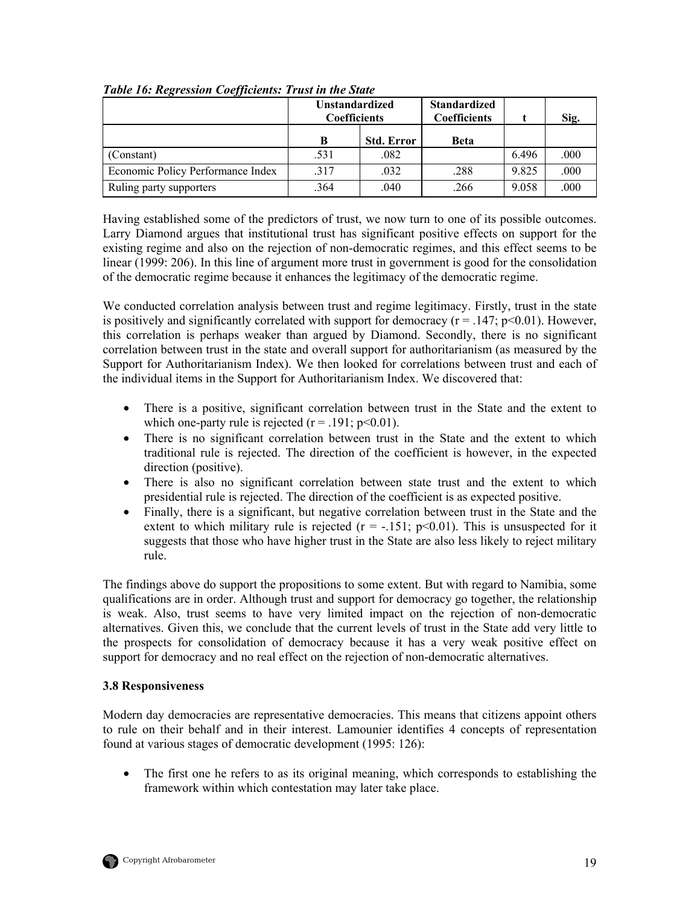*Table 16: Regression Coefficients: Trust in the State*

| | Unstandardized Coefficients | | Standardized Coefficients | t | Sig. |
|---|---|---|---|---|---|
| | B | Std. Error | Beta | | |
| (Constant) | .531 | .082 | | 6.496 | .000 |
| Economic Policy Performance Index | .317 | .032 | .288 | 9.825 | .000 |
| Ruling party supporters | .364 | .040 | .266 | 9.058 | .000 |

Having established some of the predictors of trust, we now turn to one of its possible outcomes. Larry Diamond argues that institutional trust has significant positive effects on support for the existing regime and also on the rejection of non-democratic regimes, and this effect seems to be linear (1999: 206). In this line of argument more trust in government is good for the consolidation of the democratic regime because it enhances the legitimacy of the democratic regime.

We conducted correlation analysis between trust and regime legitimacy. Firstly, trust in the state is positively and significantly correlated with support for democracy ($r = .147$; $p<0.01$). However, this correlation is perhaps weaker than argued by Diamond. Secondly, there is no significant correlation between trust in the state and overall support for authoritarianism (as measured by the Support for Authoritarianism Index). We then looked for correlations between trust and each of the individual items in the Support for Authoritarianism Index. We discovered that:

- There is a positive, significant correlation between trust in the State and the extent to which one-party rule is rejected ($r = .191$; $p<0.01$).
- There is no significant correlation between trust in the State and the extent to which traditional rule is rejected. The direction of the coefficient is however, in the expected direction (positive).
- There is also no significant correlation between state trust and the extent to which presidential rule is rejected. The direction of the coefficient is as expected positive.
- Finally, there is a significant, but negative correlation between trust in the State and the extent to which military rule is rejected ($r = -.151$; $p<0.01$). This is unsuspected for it suggests that those who have higher trust in the State are also less likely to reject military rule.

The findings above do support the propositions to some extent. But with regard to Namibia, some qualifications are in order. Although trust and support for democracy go together, the relationship is weak. Also, trust seems to have very limited impact on the rejection of non-democratic alternatives. Given this, we conclude that the current levels of trust in the State add very little to the prospects for consolidation of democracy because it has a very weak positive effect on support for democracy and no real effect on the rejection of non-democratic alternatives.

### 3.8 Responsiveness

Modern day democracies are representative democracies. This means that citizens appoint others to rule on their behalf and in their interest. Lamounier identifies 4 concepts of representation found at various stages of democratic development (1995: 126):

- The first one he refers to as its original meaning, which corresponds to establishing the framework within which contestation may later take place.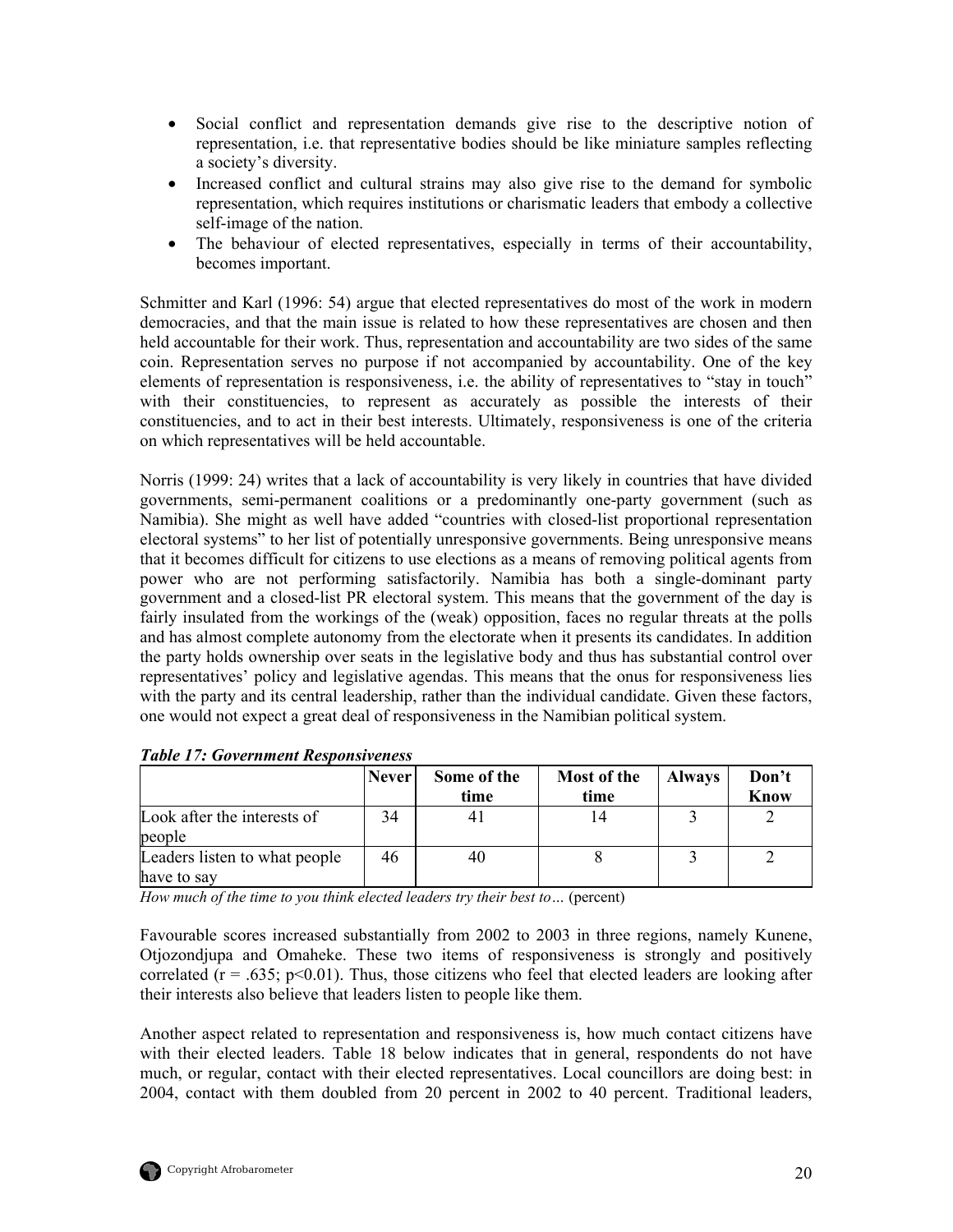- Social conflict and representation demands give rise to the descriptive notion of representation, i.e. that representative bodies should be like miniature samples reflecting a society's diversity.
- Increased conflict and cultural strains may also give rise to the demand for symbolic representation, which requires institutions or charismatic leaders that embody a collective self-image of the nation.
- The behaviour of elected representatives, especially in terms of their accountability, becomes important.

Schmitter and Karl (1996: 54) argue that elected representatives do most of the work in modern democracies, and that the main issue is related to how these representatives are chosen and then held accountable for their work. Thus, representation and accountability are two sides of the same coin. Representation serves no purpose if not accompanied by accountability. One of the key elements of representation is responsiveness, i.e. the ability of representatives to "stay in touch" with their constituencies, to represent as accurately as possible the interests of their constituencies, and to act in their best interests. Ultimately, responsiveness is one of the criteria on which representatives will be held accountable.

Norris (1999: 24) writes that a lack of accountability is very likely in countries that have divided governments, semi-permanent coalitions or a predominantly one-party government (such as Namibia). She might as well have added "countries with closed-list proportional representation electoral systems" to her list of potentially unresponsive governments. Being unresponsive means that it becomes difficult for citizens to use elections as a means of removing political agents from power who are not performing satisfactorily. Namibia has both a single-dominant party government and a closed-list PR electoral system. This means that the government of the day is fairly insulated from the workings of the (weak) opposition, faces no regular threats at the polls and has almost complete autonomy from the electorate when it presents its candidates. In addition the party holds ownership over seats in the legislative body and thus has substantial control over representatives' policy and legislative agendas. This means that the onus for responsiveness lies with the party and its central leadership, rather than the individual candidate. Given these factors, one would not expect a great deal of responsiveness in the Namibian political system.

***Table 17: Government Responsiveness***

| | Never | Some of the time | Most of the time | Always | Don't Know |
|---|---|---|---|---|---|
| Look after the interests of people | 34 | 41 | 14 | 3 | 2 |
| Leaders listen to what people have to say | 46 | 40 | 8 | 3 | 2 |

*How much of the time to you think elected leaders try their best to…* (percent)

Favourable scores increased substantially from 2002 to 2003 in three regions, namely Kunene, Otjozondjupa and Omaheke. These two items of responsiveness is strongly and positively correlated ($r = .635$; $p<0.01$). Thus, those citizens who feel that elected leaders are looking after their interests also believe that leaders listen to people like them.

Another aspect related to representation and responsiveness is, how much contact citizens have with their elected leaders. Table 18 below indicates that in general, respondents do not have much, or regular, contact with their elected representatives. Local councillors are doing best: in 2004, contact with them doubled from 20 percent in 2002 to 40 percent. Traditional leaders,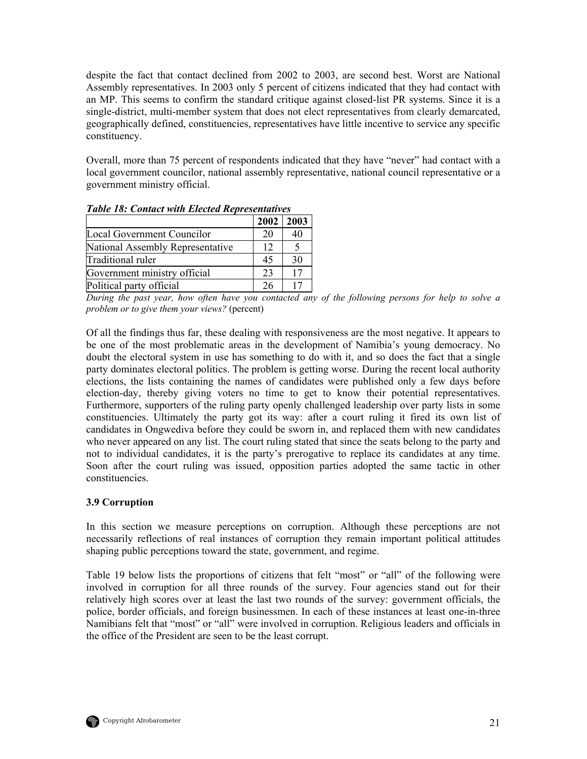despite the fact that contact declined from 2002 to 2003, are second best. Worst are National Assembly representatives. In 2003 only 5 percent of citizens indicated that they had contact with an MP. This seems to confirm the standard critique against closed-list PR systems. Since it is a single-district, multi-member system that does not elect representatives from clearly demarcated, geographically defined, constituencies, representatives have little incentive to service any specific constituency.

Overall, more than 75 percent of respondents indicated that they have "never" had contact with a local government councilor, national assembly representative, national council representative or a government ministry official.

***Table 18: Contact with Elected Representatives***

| | 2002 | 2003 |
|---|---|---|
| Local Government Councilor | 20 | 40 |
| National Assembly Representative | 12 | 5 |
| Traditional ruler | 45 | 30 |
| Government ministry official | 23 | 17 |
| Political party official | 26 | 17 |

*During the past year, how often have you contacted any of the following persons for help to solve a problem or to give them your views?* (percent)

Of all the findings thus far, these dealing with responsiveness are the most negative. It appears to be one of the most problematic areas in the development of Namibia's young democracy. No doubt the electoral system in use has something to do with it, and so does the fact that a single party dominates electoral politics. The problem is getting worse. During the recent local authority elections, the lists containing the names of candidates were published only a few days before election-day, thereby giving voters no time to get to know their potential representatives. Furthermore, supporters of the ruling party openly challenged leadership over party lists in some constituencies. Ultimately the party got its way: after a court ruling it fired its own list of candidates in Ongwediva before they could be sworn in, and replaced them with new candidates who never appeared on any list. The court ruling stated that since the seats belong to the party and not to individual candidates, it is the party's prerogative to replace its candidates at any time. Soon after the court ruling was issued, opposition parties adopted the same tactic in other constituencies.

### 3.9 Corruption

In this section we measure perceptions on corruption. Although these perceptions are not necessarily reflections of real instances of corruption they remain important political attitudes shaping public perceptions toward the state, government, and regime.

Table 19 below lists the proportions of citizens that felt "most" or "all" of the following were involved in corruption for all three rounds of the survey. Four agencies stand out for their relatively high scores over at least the last two rounds of the survey: government officials, the police, border officials, and foreign businessmen. In each of these instances at least one-in-three Namibians felt that "most" or "all" were involved in corruption. Religious leaders and officials in the office of the President are seen to be the least corrupt.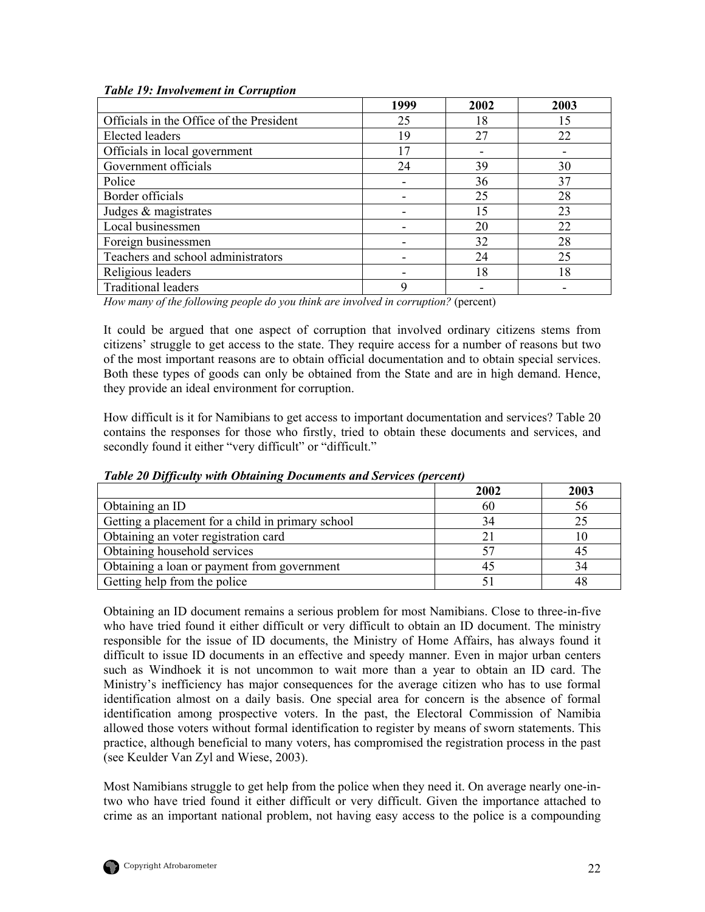***Table 19: Involvement in Corruption***

| | 1999 | 2002 | 2003 |
|---|---|---|---|
| Officials in the Office of the President | 25 | 18 | 15 |
| Elected leaders | 19 | 27 | 22 |
| Officials in local government | 17 | - | - |
| Government officials | 24 | 39 | 30 |
| Police | - | 36 | 37 |
| Border officials | - | 25 | 28 |
| Judges & magistrates | - | 15 | 23 |
| Local businessmen | - | 20 | 22 |
| Foreign businessmen | - | 32 | 28 |
| Teachers and school administrators | - | 24 | 25 |
| Religious leaders | - | 18 | 18 |
| Traditional leaders | 9 | - | - |

*How many of the following people do you think are involved in corruption?* (percent)

It could be argued that one aspect of corruption that involved ordinary citizens stems from citizens' struggle to get access to the state. They require access for a number of reasons but two of the most important reasons are to obtain official documentation and to obtain special services. Both these types of goods can only be obtained from the State and are in high demand. Hence, they provide an ideal environment for corruption.

How difficult is it for Namibians to get access to important documentation and services? Table 20 contains the responses for those who firstly, tried to obtain these documents and services, and secondly found it either "very difficult" or "difficult."

***Table 20 Difficulty with Obtaining Documents and Services (percent)***

| | 2002 | 2003 |
|---|---|---|
| Obtaining an ID | 60 | 56 |
| Getting a placement for a child in primary school | 34 | 25 |
| Obtaining an voter registration card | 21 | 10 |
| Obtaining household services | 57 | 45 |
| Obtaining a loan or payment from government | 45 | 34 |
| Getting help from the police | 51 | 48 |

Obtaining an ID document remains a serious problem for most Namibians. Close to three-in-five who have tried found it either difficult or very difficult to obtain an ID document. The ministry responsible for the issue of ID documents, the Ministry of Home Affairs, has always found it difficult to issue ID documents in an effective and speedy manner. Even in major urban centers such as Windhoek it is not uncommon to wait more than a year to obtain an ID card. The Ministry's inefficiency has major consequences for the average citizen who has to use formal identification almost on a daily basis. One special area for concern is the absence of formal identification among prospective voters. In the past, the Electoral Commission of Namibia allowed those voters without formal identification to register by means of sworn statements. This practice, although beneficial to many voters, has compromised the registration process in the past (see Keulder Van Zyl and Wiese, 2003).

Most Namibians struggle to get help from the police when they need it. On average nearly one-in-two who have tried found it either difficult or very difficult. Given the importance attached to crime as an important national problem, not having easy access to the police is a compounding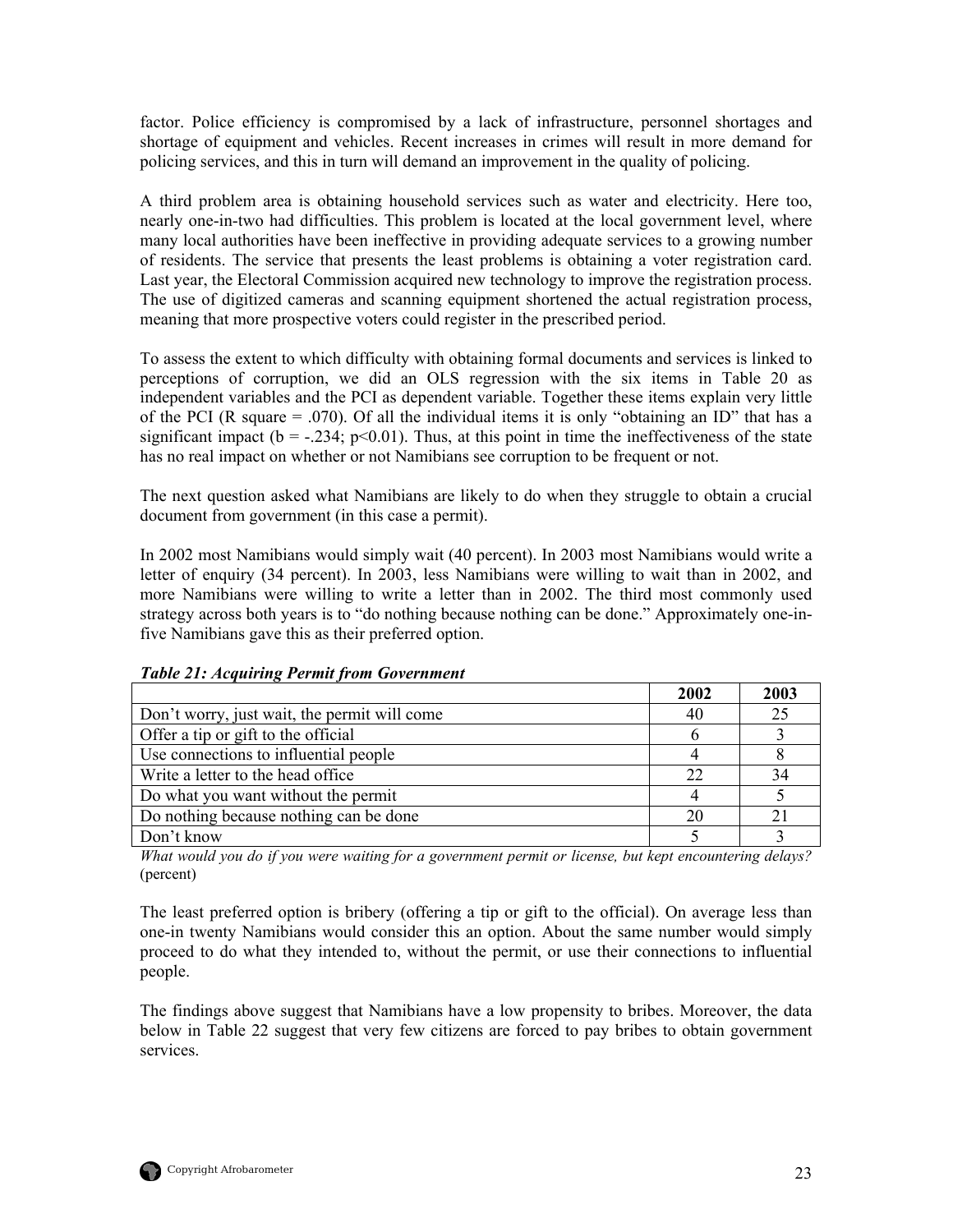factor. Police efficiency is compromised by a lack of infrastructure, personnel shortages and shortage of equipment and vehicles. Recent increases in crimes will result in more demand for policing services, and this in turn will demand an improvement in the quality of policing.

A third problem area is obtaining household services such as water and electricity. Here too, nearly one-in-two had difficulties. This problem is located at the local government level, where many local authorities have been ineffective in providing adequate services to a growing number of residents. The service that presents the least problems is obtaining a voter registration card. Last year, the Electoral Commission acquired new technology to improve the registration process. The use of digitized cameras and scanning equipment shortened the actual registration process, meaning that more prospective voters could register in the prescribed period.

To assess the extent to which difficulty with obtaining formal documents and services is linked to perceptions of corruption, we did an OLS regression with the six items in Table 20 as independent variables and the PCI as dependent variable. Together these items explain very little of the PCI (R square = .070). Of all the individual items it is only "obtaining an ID" that has a significant impact ($b = -.234$; $p<0.01$). Thus, at this point in time the ineffectiveness of the state has no real impact on whether or not Namibians see corruption to be frequent or not.

The next question asked what Namibians are likely to do when they struggle to obtain a crucial document from government (in this case a permit).

In 2002 most Namibians would simply wait (40 percent). In 2003 most Namibians would write a letter of enquiry (34 percent). In 2003, less Namibians were willing to wait than in 2002, and more Namibians were willing to write a letter than in 2002. The third most commonly used strategy across both years is to "do nothing because nothing can be done." Approximately one-in-five Namibians gave this as their preferred option.

***Table 21: Acquiring Permit from Government***

| | 2002 | 2003 |
|---|---|---|
| Don't worry, just wait, the permit will come | 40 | 25 |
| Offer a tip or gift to the official | 6 | 3 |
| Use connections to influential people | 4 | 8 |
| Write a letter to the head office | 22 | 34 |
| Do what you want without the permit | 4 | 5 |
| Do nothing because nothing can be done | 20 | 21 |
| Don't know | 5 | 3 |

*What would you do if you were waiting for a government permit or license, but kept encountering delays?* (percent)

The least preferred option is bribery (offering a tip or gift to the official). On average less than one-in twenty Namibians would consider this an option. About the same number would simply proceed to do what they intended to, without the permit, or use their connections to influential people.

The findings above suggest that Namibians have a low propensity to bribes. Moreover, the data below in Table 22 suggest that very few citizens are forced to pay bribes to obtain government services.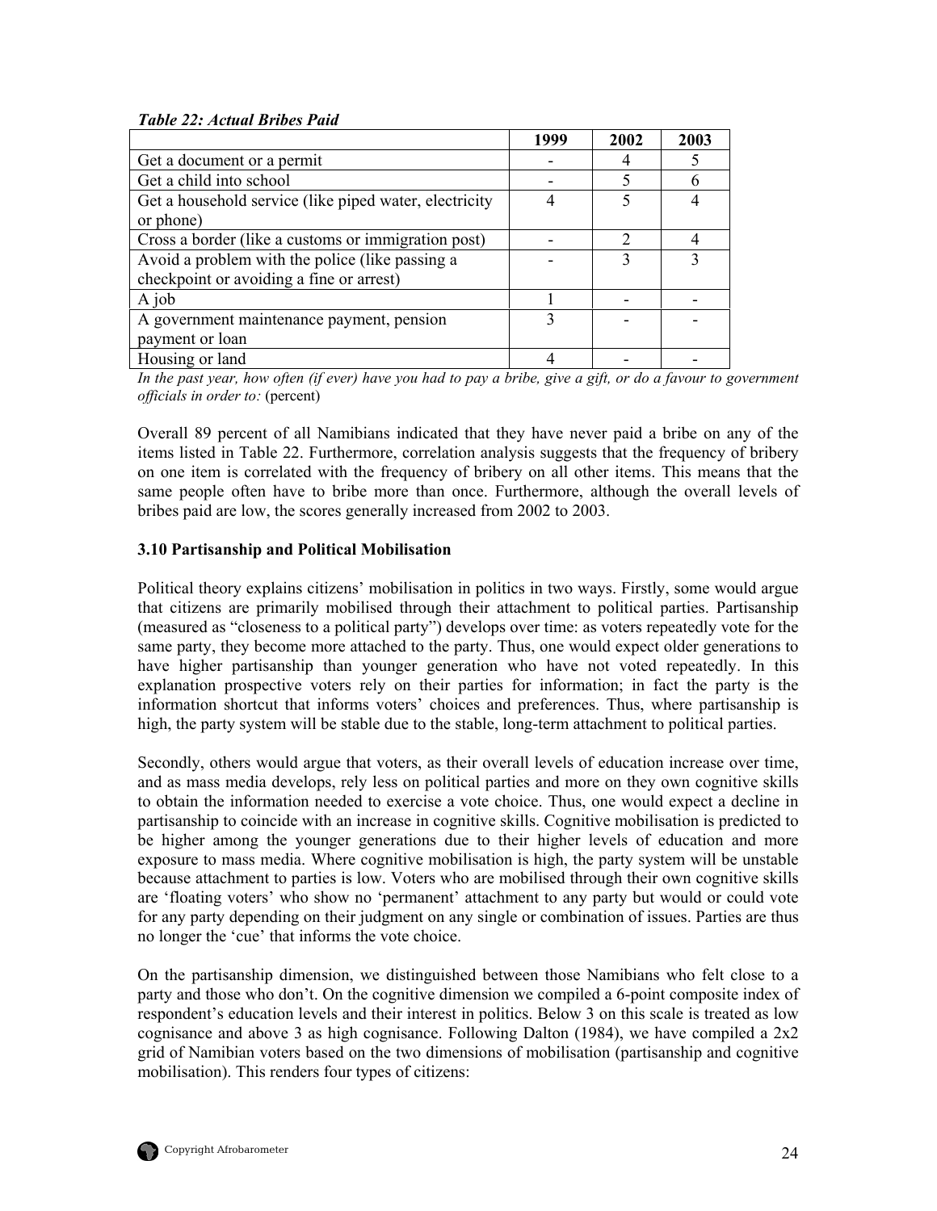***Table 22: Actual Bribes Paid***

| | 1999 | 2002 | 2003 |
|---|---|---|---|
| Get a document or a permit | - | 4 | 5 |
| Get a child into school | - | 5 | 6 |
| Get a household service (like piped water, electricity or phone) | 4 | 5 | 4 |
| Cross a border (like a customs or immigration post) | - | 2 | 4 |
| Avoid a problem with the police (like passing a checkpoint or avoiding a fine or arrest) | - | 3 | 3 |
| A job | 1 | - | - |
| A government maintenance payment, pension payment or loan | 3 | - | - |
| Housing or land | 4 | - | - |

*In the past year, how often (if ever) have you had to pay a bribe, give a gift, or do a favour to government officials in order to:* (percent)

Overall 89 percent of all Namibians indicated that they have never paid a bribe on any of the items listed in Table 22. Furthermore, correlation analysis suggests that the frequency of bribery on one item is correlated with the frequency of bribery on all other items. This means that the same people often have to bribe more than once. Furthermore, although the overall levels of bribes paid are low, the scores generally increased from 2002 to 2003.

### 3.10 Partisanship and Political Mobilisation

Political theory explains citizens' mobilisation in politics in two ways. Firstly, some would argue that citizens are primarily mobilised through their attachment to political parties. Partisanship (measured as "closeness to a political party") develops over time: as voters repeatedly vote for the same party, they become more attached to the party. Thus, one would expect older generations to have higher partisanship than younger generation who have not voted repeatedly. In this explanation prospective voters rely on their parties for information; in fact the party is the information shortcut that informs voters' choices and preferences. Thus, where partisanship is high, the party system will be stable due to the stable, long-term attachment to political parties.

Secondly, others would argue that voters, as their overall levels of education increase over time, and as mass media develops, rely less on political parties and more on they own cognitive skills to obtain the information needed to exercise a vote choice. Thus, one would expect a decline in partisanship to coincide with an increase in cognitive skills. Cognitive mobilisation is predicted to be higher among the younger generations due to their higher levels of education and more exposure to mass media. Where cognitive mobilisation is high, the party system will be unstable because attachment to parties is low. Voters who are mobilised through their own cognitive skills are 'floating voters' who show no 'permanent' attachment to any party but would or could vote for any party depending on their judgment on any single or combination of issues. Parties are thus no longer the 'cue' that informs the vote choice.

On the partisanship dimension, we distinguished between those Namibians who felt close to a party and those who don't. On the cognitive dimension we compiled a 6-point composite index of respondent's education levels and their interest in politics. Below 3 on this scale is treated as low cognisance and above 3 as high cognisance. Following Dalton (1984), we have compiled a 2x2 grid of Namibian voters based on the two dimensions of mobilisation (partisanship and cognitive mobilisation). This renders four types of citizens: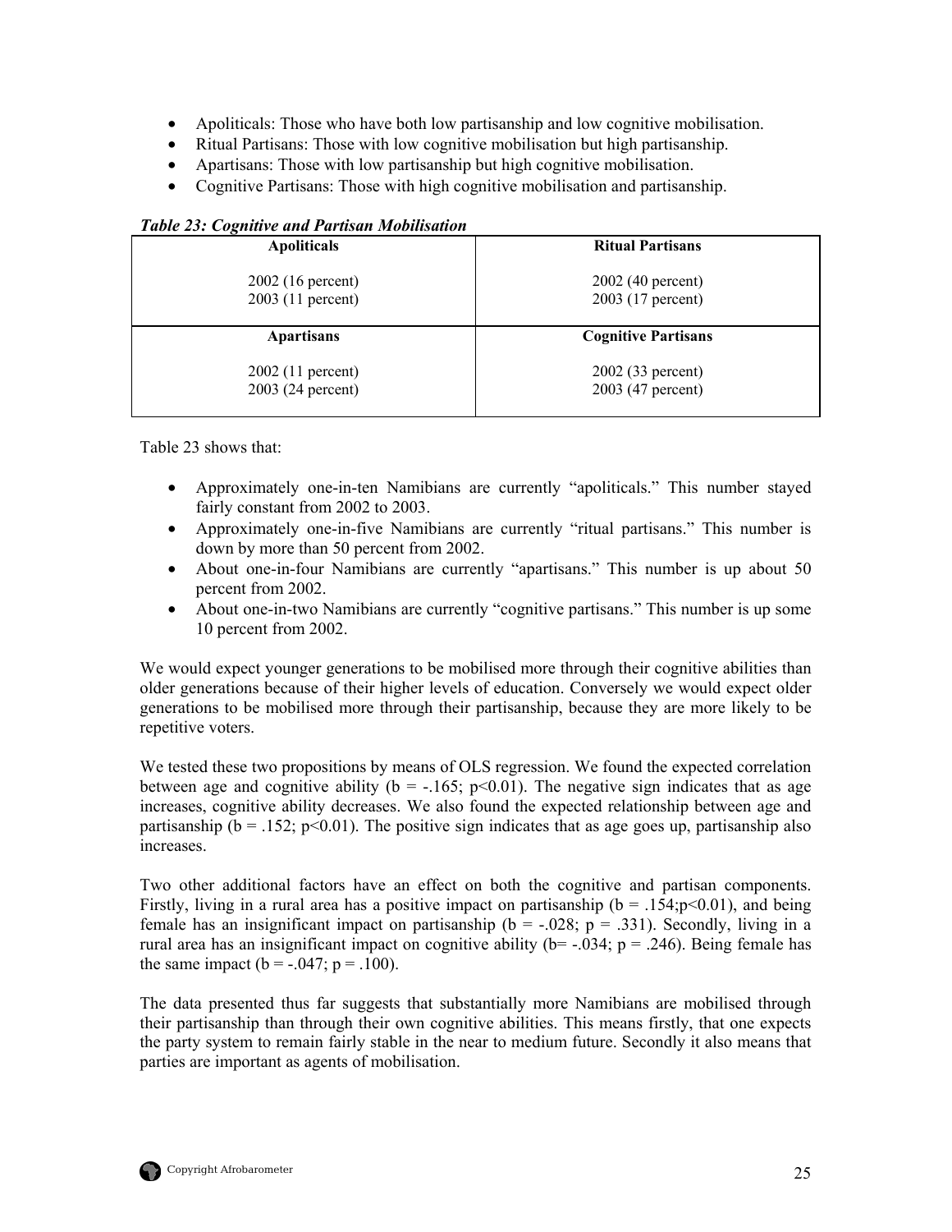- Apoliticals: Those who have both low partisanship and low cognitive mobilisation.
- Ritual Partisans: Those with low cognitive mobilisation but high partisanship.
- Apartisans: Those with low partisanship but high cognitive mobilisation.
- Cognitive Partisans: Those with high cognitive mobilisation and partisanship.

***Table 23: Cognitive and Partisan Mobilisation***

| **Apoliticals** | **Ritual Partisans** |
|---|---|
| 2002 (16 percent)<br>2003 (11 percent) | 2002 (40 percent)<br>2003 (17 percent) |
| **Apartisans** | **Cognitive Partisans** |
| 2002 (11 percent)<br>2003 (24 percent) | 2002 (33 percent)<br>2003 (47 percent) |

Table 23 shows that:

- Approximately one-in-ten Namibians are currently "apoliticals." This number stayed fairly constant from 2002 to 2003.
- Approximately one-in-five Namibians are currently "ritual partisans." This number is down by more than 50 percent from 2002.
- About one-in-four Namibians are currently "apartisans." This number is up about 50 percent from 2002.
- About one-in-two Namibians are currently "cognitive partisans." This number is up some 10 percent from 2002.

We would expect younger generations to be mobilised more through their cognitive abilities than older generations because of their higher levels of education. Conversely we would expect older generations to be mobilised more through their partisanship, because they are more likely to be repetitive voters.

We tested these two propositions by means of OLS regression. We found the expected correlation between age and cognitive ability ($b = -.165$; $p<0.01$). The negative sign indicates that as age increases, cognitive ability decreases. We also found the expected relationship between age and partisanship ($b = .152$; $p<0.01$). The positive sign indicates that as age goes up, partisanship also increases.

Two other additional factors have an effect on both the cognitive and partisan components. Firstly, living in a rural area has a positive impact on partisanship ($b = .154$; $p<0.01$), and being female has an insignificant impact on partisanship ($b = -.028$; $p = .331$). Secondly, living in a rural area has an insignificant impact on cognitive ability ($b = -.034$; $p = .246$). Being female has the same impact ($b = -.047$; $p = .100$).

The data presented thus far suggests that substantially more Namibians are mobilised through their partisanship than through their own cognitive abilities. This means firstly, that one expects the party system to remain fairly stable in the near to medium future. Secondly it also means that parties are important as agents of mobilisation.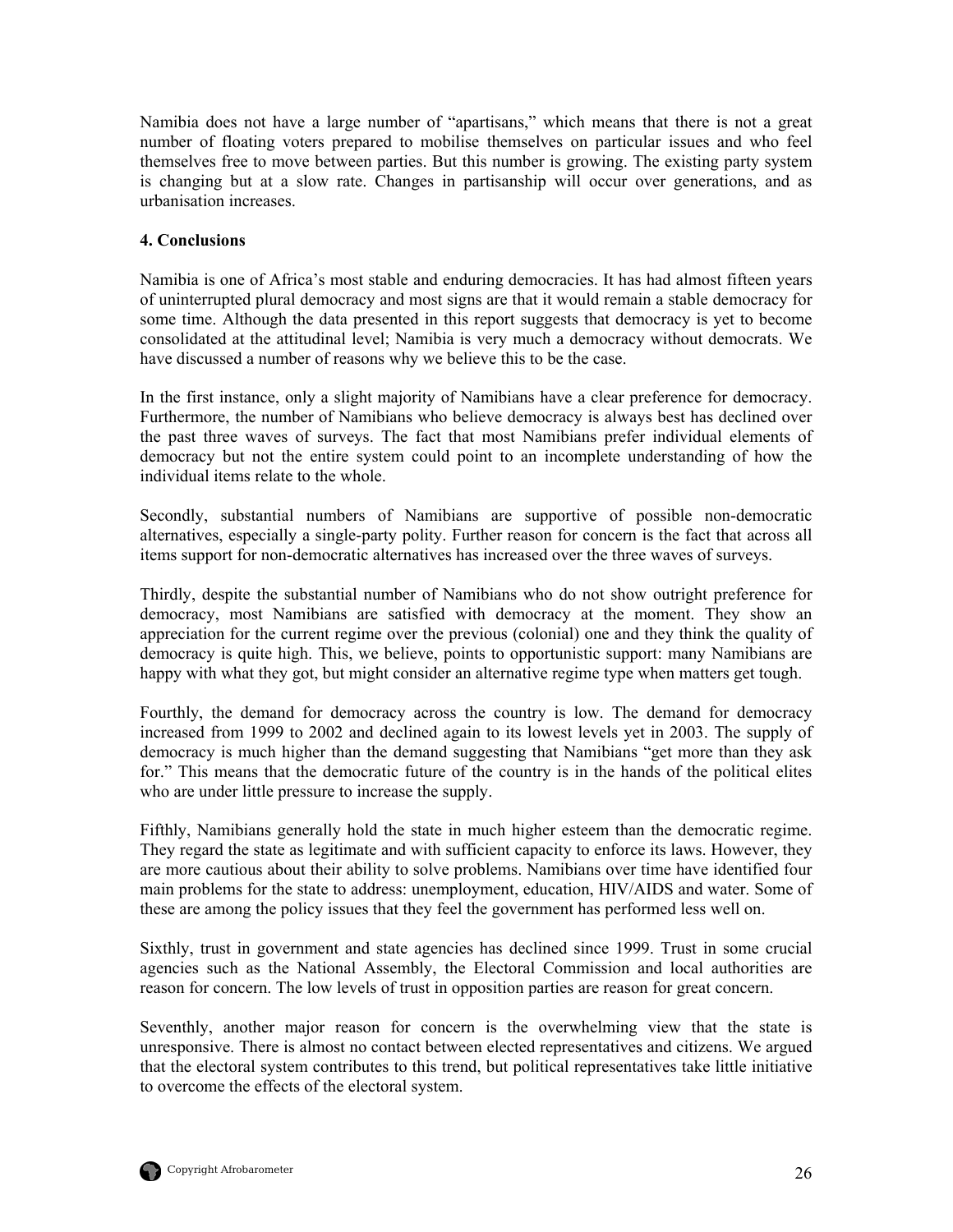Namibia does not have a large number of "apartisans," which means that there is not a great number of floating voters prepared to mobilise themselves on particular issues and who feel themselves free to move between parties. But this number is growing. The existing party system is changing but at a slow rate. Changes in partisanship will occur over generations, and as urbanisation increases.

**4. Conclusions**

Namibia is one of Africa's most stable and enduring democracies. It has had almost fifteen years of uninterrupted plural democracy and most signs are that it would remain a stable democracy for some time. Although the data presented in this report suggests that democracy is yet to become consolidated at the attitudinal level; Namibia is very much a democracy without democrats. We have discussed a number of reasons why we believe this to be the case.

In the first instance, only a slight majority of Namibians have a clear preference for democracy. Furthermore, the number of Namibians who believe democracy is always best has declined over the past three waves of surveys. The fact that most Namibians prefer individual elements of democracy but not the entire system could point to an incomplete understanding of how the individual items relate to the whole.

Secondly, substantial numbers of Namibians are supportive of possible non-democratic alternatives, especially a single-party polity. Further reason for concern is the fact that across all items support for non-democratic alternatives has increased over the three waves of surveys.

Thirdly, despite the substantial number of Namibians who do not show outright preference for democracy, most Namibians are satisfied with democracy at the moment. They show an appreciation for the current regime over the previous (colonial) one and they think the quality of democracy is quite high. This, we believe, points to opportunistic support: many Namibians are happy with what they got, but might consider an alternative regime type when matters get tough.

Fourthly, the demand for democracy across the country is low. The demand for democracy increased from 1999 to 2002 and declined again to its lowest levels yet in 2003. The supply of democracy is much higher than the demand suggesting that Namibians "get more than they ask for." This means that the democratic future of the country is in the hands of the political elites who are under little pressure to increase the supply.

Fifthly, Namibians generally hold the state in much higher esteem than the democratic regime. They regard the state as legitimate and with sufficient capacity to enforce its laws. However, they are more cautious about their ability to solve problems. Namibians over time have identified four main problems for the state to address: unemployment, education, HIV/AIDS and water. Some of these are among the policy issues that they feel the government has performed less well on.

Sixthly, trust in government and state agencies has declined since 1999. Trust in some crucial agencies such as the National Assembly, the Electoral Commission and local authorities are reason for concern. The low levels of trust in opposition parties are reason for great concern.

Seventhly, another major reason for concern is the overwhelming view that the state is unresponsive. There is almost no contact between elected representatives and citizens. We argued that the electoral system contributes to this trend, but political representatives take little initiative to overcome the effects of the electoral system.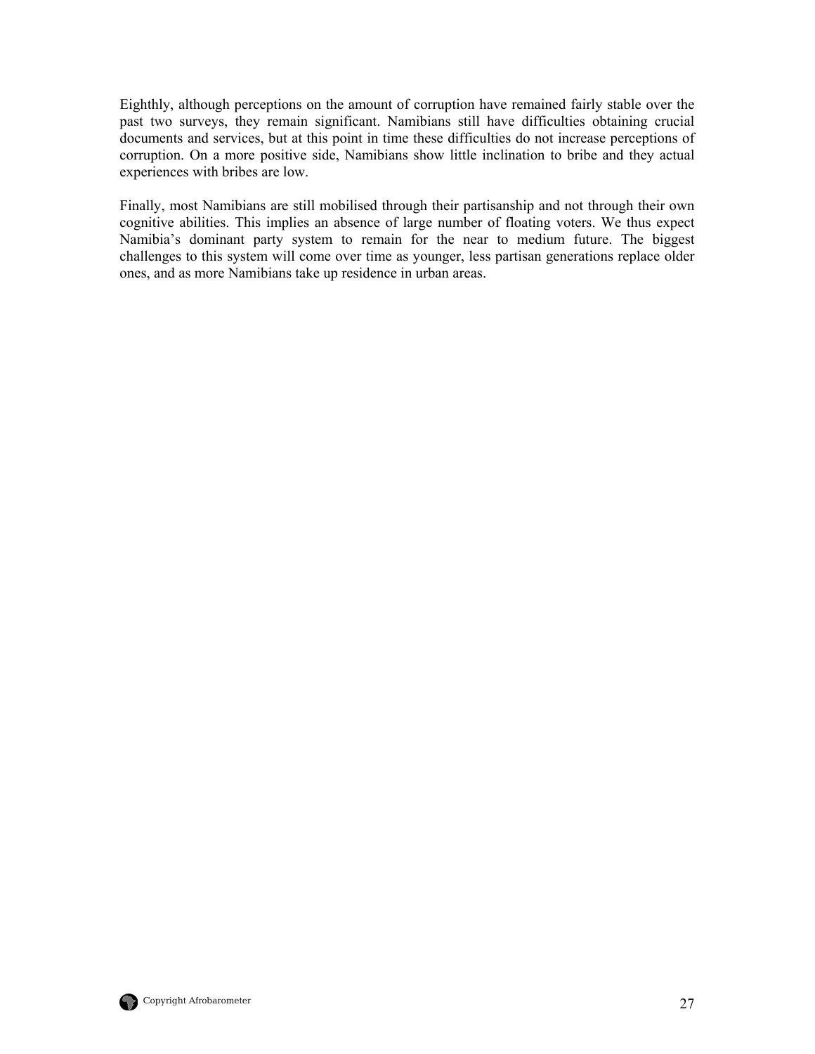Eighthly, although perceptions on the amount of corruption have remained fairly stable over the past two surveys, they remain significant. Namibians still have difficulties obtaining crucial documents and services, but at this point in time these difficulties do not increase perceptions of corruption. On a more positive side, Namibians show little inclination to bribe and they actual experiences with bribes are low.

Finally, most Namibians are still mobilised through their partisanship and not through their own cognitive abilities. This implies an absence of large number of floating voters. We thus expect Namibia's dominant party system to remain for the near to medium future. The biggest challenges to this system will come over time as younger, less partisan generations replace older ones, and as more Namibians take up residence in urban areas.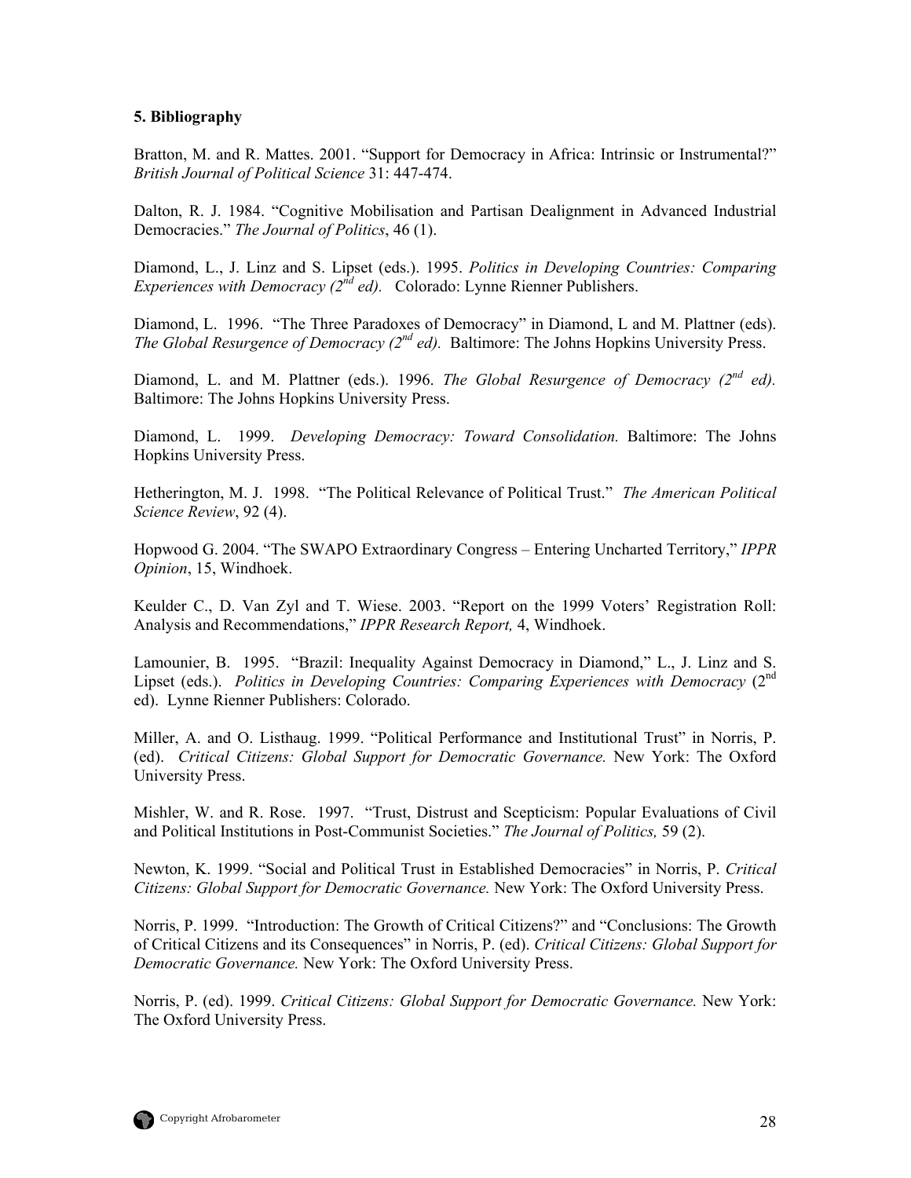**5. Bibliography**

Bratton, M. and R. Mattes. 2001. "Support for Democracy in Africa: Intrinsic or Instrumental?" *British Journal of Political Science* 31: 447-474.

Dalton, R. J. 1984. "Cognitive Mobilisation and Partisan Dealignment in Advanced Industrial Democracies." *The Journal of Politics*, 46 (1).

Diamond, L., J. Linz and S. Lipset (eds.). 1995. *Politics in Developing Countries: Comparing Experiences with Democracy (2nd ed).* Colorado: Lynne Rienner Publishers.

Diamond, L. 1996. "The Three Paradoxes of Democracy" in Diamond, L and M. Plattner (eds). *The Global Resurgence of Democracy (2nd ed).* Baltimore: The Johns Hopkins University Press.

Diamond, L. and M. Plattner (eds.). 1996. *The Global Resurgence of Democracy (2nd ed).* Baltimore: The Johns Hopkins University Press.

Diamond, L. 1999. *Developing Democracy: Toward Consolidation.* Baltimore: The Johns Hopkins University Press.

Hetherington, M. J. 1998. "The Political Relevance of Political Trust." *The American Political Science Review*, 92 (4).

Hopwood G. 2004. "The SWAPO Extraordinary Congress – Entering Uncharted Territory," *IPPR Opinion*, 15, Windhoek.

Keulder C., D. Van Zyl and T. Wiese. 2003. "Report on the 1999 Voters' Registration Roll: Analysis and Recommendations," *IPPR Research Report,* 4, Windhoek.

Lamounier, B. 1995. "Brazil: Inequality Against Democracy in Diamond," L., J. Linz and S. Lipset (eds.). *Politics in Developing Countries: Comparing Experiences with Democracy* (2nd ed). Lynne Rienner Publishers: Colorado.

Miller, A. and O. Listhaug. 1999. "Political Performance and Institutional Trust" in Norris, P. (ed). *Critical Citizens: Global Support for Democratic Governance.* New York: The Oxford University Press.

Mishler, W. and R. Rose. 1997. "Trust, Distrust and Scepticism: Popular Evaluations of Civil and Political Institutions in Post-Communist Societies." *The Journal of Politics,* 59 (2).

Newton, K. 1999. "Social and Political Trust in Established Democracies" in Norris, P. *Critical Citizens: Global Support for Democratic Governance.* New York: The Oxford University Press.

Norris, P. 1999. "Introduction: The Growth of Critical Citizens?" and "Conclusions: The Growth of Critical Citizens and its Consequences" in Norris, P. (ed). *Critical Citizens: Global Support for Democratic Governance.* New York: The Oxford University Press.

Norris, P. (ed). 1999. *Critical Citizens: Global Support for Democratic Governance.* New York: The Oxford University Press.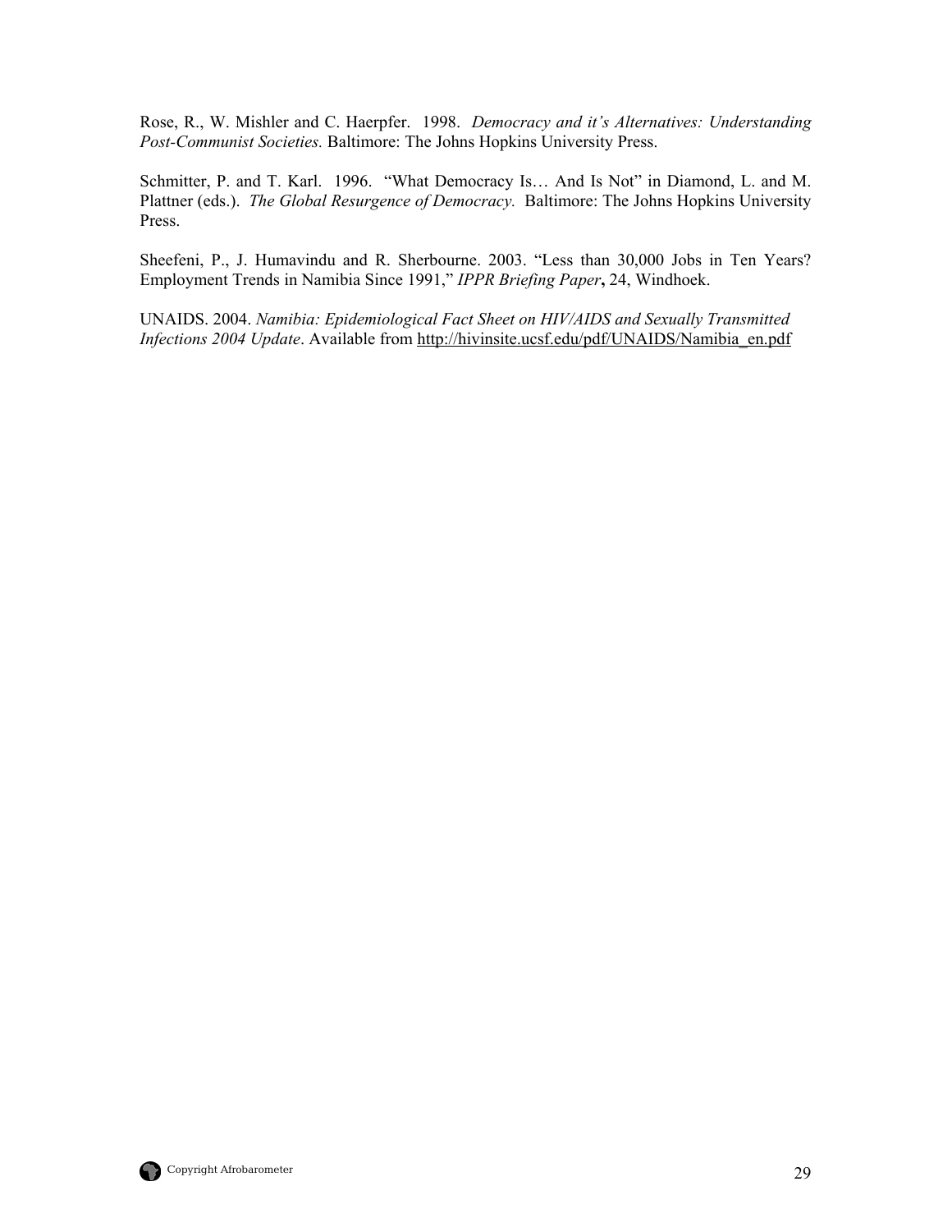Rose, R., W. Mishler and C. Haerpfer. 1998. *Democracy and it's Alternatives: Understanding Post-Communist Societies.* Baltimore: The Johns Hopkins University Press.

Schmitter, P. and T. Karl. 1996. "What Democracy Is… And Is Not" in Diamond, L. and M. Plattner (eds.). *The Global Resurgence of Democracy.* Baltimore: The Johns Hopkins University Press.

Sheefeni, P., J. Humavindu and R. Sherbourne. 2003. "Less than 30,000 Jobs in Ten Years? Employment Trends in Namibia Since 1991," *IPPR Briefing Paper*, 24, Windhoek.

UNAIDS. 2004. *Namibia: Epidemiological Fact Sheet on HIV/AIDS and Sexually Transmitted Infections 2004 Update*. Available from http://hivinsite.ucsf.edu/pdf/UNAIDS/Namibia_en.pdf